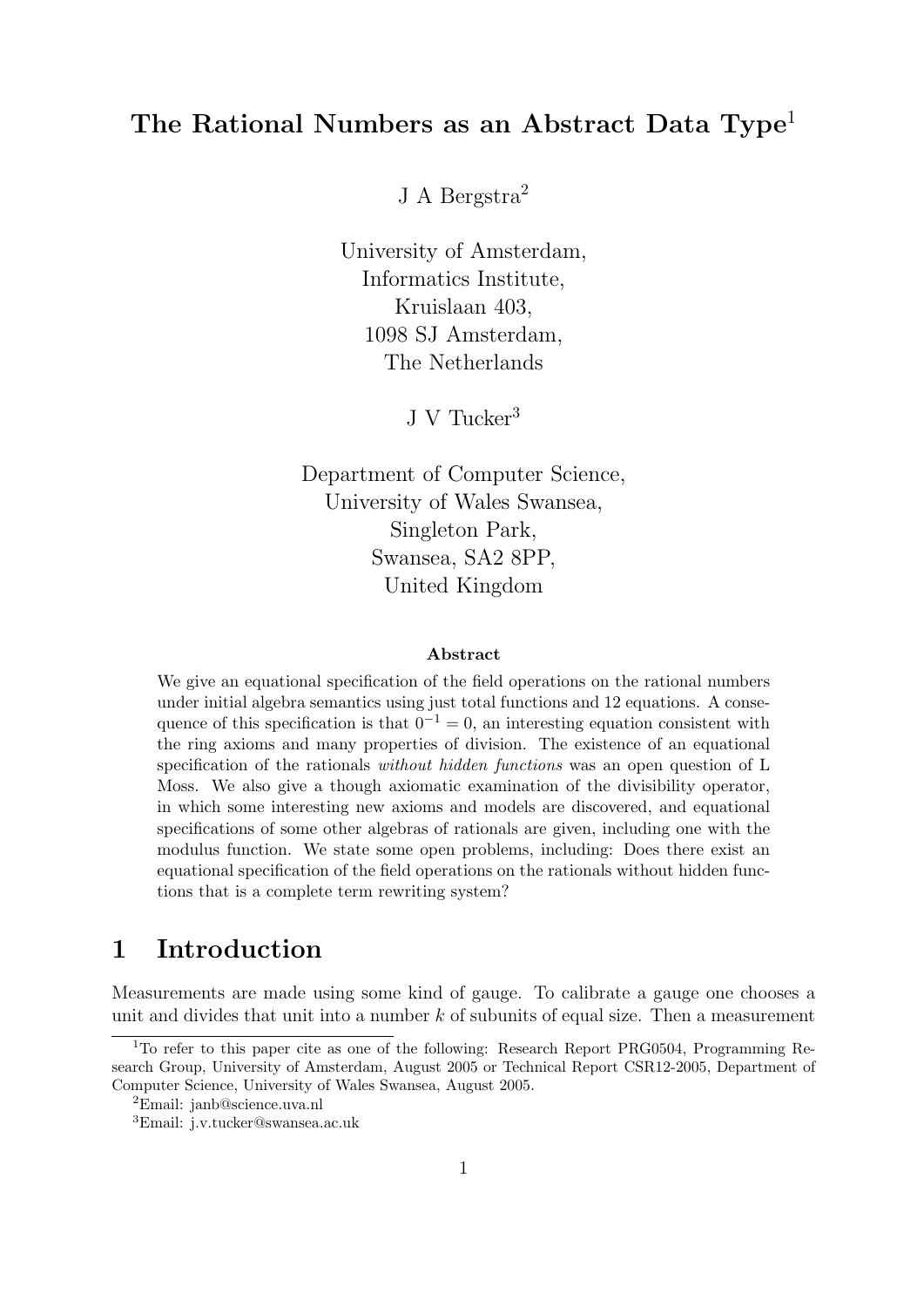# The Rational Numbers as an Abstract Data Type[1]

J A Bergstra[2]

University of Amsterdam,
Informatics Institute,
Kruislaan 403,
1098 SJ Amsterdam,
The Netherlands

J V Tucker[3]

Department of Computer Science,
University of Wales Swansea,
Singleton Park,
Swansea, SA2 8PP,
United Kingdom

**Abstract**

We give an equational specification of the field operations on the rational numbers under initial algebra semantics using just total functions and 12 equations. A consequence of this specification is that $0^{-1} = 0$, an interesting equation consistent with the ring axioms and many properties of division. The existence of an equational specification of the rationals *without hidden functions* was an open question of L Moss. We also give a though axiomatic examination of the divisibility operator, in which some interesting new axioms and models are discovered, and equational specifications of some other algebras of rationals are given, including one with the modulus function. We state some open problems, including: Does there exist an equational specification of the field operations on the rationals without hidden functions that is a complete term rewriting system?

## 1 Introduction

Measurements are made using some kind of gauge. To calibrate a gauge one chooses a unit and divides that unit into a number $k$ of subunits of equal size. Then a measurement

---

[1] To refer to this paper cite as one of the following: Research Report PRG0504, Programming Research Group, University of Amsterdam, August 2005 or Technical Report CSR12-2005, Department of Computer Science, University of Wales Swansea, August 2005.

[2] Email: janb@science.uva.nl

[3] Email: j.v.tucker@swansea.ac.uk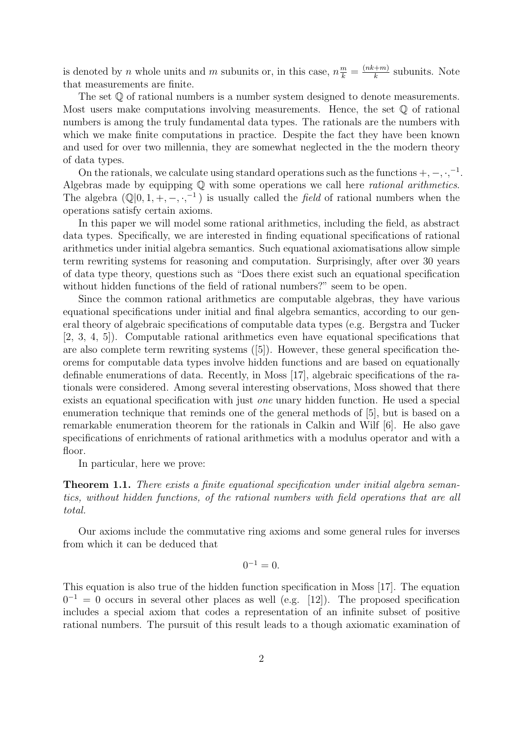is denoted by $n$ whole units and $m$ subunits or, in this case, $n\frac{m}{k} = \frac{(nk+m)}{k}$ subunits. Note that measurements are finite.

The set $\mathbb{Q}$ of rational numbers is a number system designed to denote measurements. Most users make computations involving measurements. Hence, the set $\mathbb{Q}$ of rational numbers is among the truly fundamental data types. The rationals are the numbers with which we make finite computations in practice. Despite the fact they have been known and used for over two millennia, they are somewhat neglected in the the modern theory of data types.

On the rationals, we calculate using standard operations such as the functions $+, -, \cdot, ^{-1}$. Algebras made by equipping $\mathbb{Q}$ with some operations we call here *rational arithmetics*. The algebra $(\mathbb{Q}|0, 1, +, -, \cdot, ^{-1})$ is usually called the *field* of rational numbers when the operations satisfy certain axioms.

In this paper we will model some rational arithmetics, including the field, as abstract data types. Specifically, we are interested in finding equational specifications of rational arithmetics under initial algebra semantics. Such equational axiomatisations allow simple term rewriting systems for reasoning and computation. Surprisingly, after over 30 years of data type theory, questions such as "Does there exist such an equational specification without hidden functions of the field of rational numbers?" seem to be open.

Since the common rational arithmetics are computable algebras, they have various equational specifications under initial and final algebra semantics, according to our general theory of algebraic specifications of computable data types (e.g. Bergstra and Tucker [2, 3, 4, 5]). Computable rational arithmetics even have equational specifications that are also complete term rewriting systems ([5]). However, these general specification theorems for computable data types involve hidden functions and are based on equationally definable enumerations of data. Recently, in Moss [17], algebraic specifications of the rationals were considered. Among several interesting observations, Moss showed that there exists an equational specification with just *one* unary hidden function. He used a special enumeration technique that reminds one of the general methods of [5], but is based on a remarkable enumeration theorem for the rationals in Calkin and Wilf [6]. He also gave specifications of enrichments of rational arithmetics with a modulus operator and with a floor.

In particular, here we prove:

**Theorem 1.1.** *There exists a finite equational specification under initial algebra semantics, without hidden functions, of the rational numbers with field operations that are all total.*

Our axioms include the commutative ring axioms and some general rules for inverses from which it can be deduced that

$$0^{-1} = 0.$$

This equation is also true of the hidden function specification in Moss [17]. The equation $0^{-1} = 0$ occurs in several other places as well (e.g. [12]). The proposed specification includes a special axiom that codes a representation of an infinite subset of positive rational numbers. The pursuit of this result leads to a though axiomatic examination of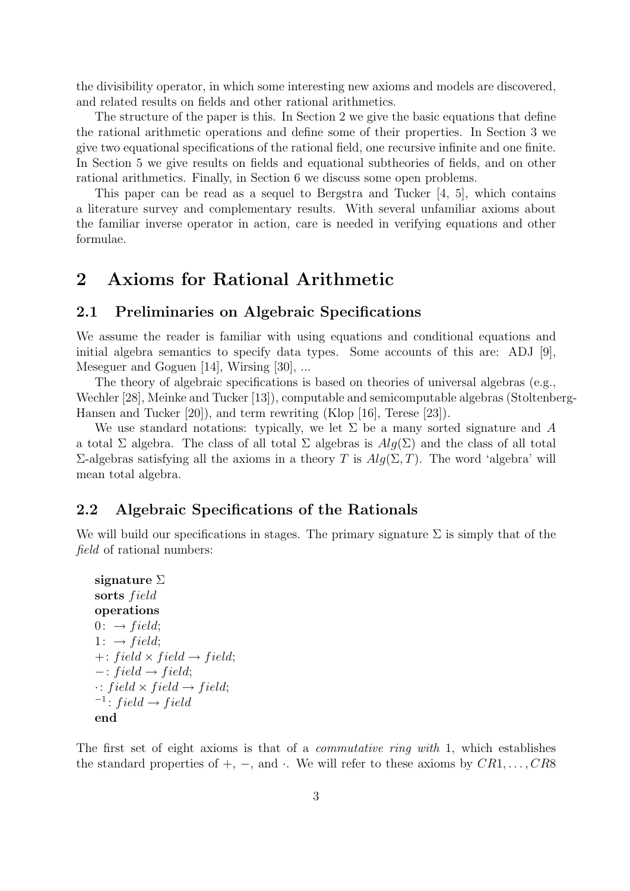the divisibility operator, in which some interesting new axioms and models are discovered, and related results on fields and other rational arithmetics.

The structure of the paper is this. In Section 2 we give the basic equations that define the rational arithmetic operations and define some of their properties. In Section 3 we give two equational specifications of the rational field, one recursive infinite and one finite. In Section 5 we give results on fields and equational subtheories of fields, and on other rational arithmetics. Finally, in Section 6 we discuss some open problems.

This paper can be read as a sequel to Bergstra and Tucker [4, 5], which contains a literature survey and complementary results. With several unfamiliar axioms about the familiar inverse operator in action, care is needed in verifying equations and other formulae.

# 2 Axioms for Rational Arithmetic

## 2.1 Preliminaries on Algebraic Specifications

We assume the reader is familiar with using equations and conditional equations and initial algebra semantics to specify data types. Some accounts of this are: ADJ [9], Meseguer and Goguen [14], Wirsing [30], ...

The theory of algebraic specifications is based on theories of universal algebras (e.g., Wechler [28], Meinke and Tucker [13]), computable and semicomputable algebras (Stoltenberg-Hansen and Tucker [20]), and term rewriting (Klop [16], Terese [23]).

We use standard notations: typically, we let $\Sigma$ be a many sorted signature and $A$ a total $\Sigma$ algebra. The class of all total $\Sigma$ algebras is $Alg(\Sigma)$ and the class of all total $\Sigma$-algebras satisfying all the axioms in a theory $T$ is $Alg(\Sigma, T)$. The word 'algebra' will mean total algebra.

## 2.2 Algebraic Specifications of the Rationals

We will build our specifications in stages. The primary signature $\Sigma$ is simply that of the *field* of rational numbers:

**signature** $\Sigma$
**sorts** $field$
**operations**
$0\colon \to field$;
$1\colon \to field$;
$+\colon field \times field \to field$;
$-\colon field \to field$;
$\cdot\colon field \times field \to field$;
${}^{-1}\colon field \to field$
**end**

The first set of eight axioms is that of a *commutative ring with* 1, which establishes the standard properties of $+$, $-$, and $\cdot$. We will refer to these axioms by $CR1, \ldots, CR8$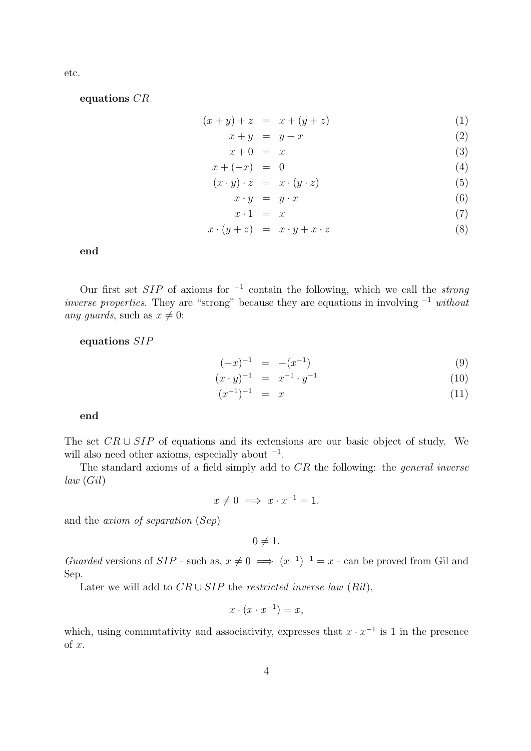etc.

**equations** $CR$

$$
\begin{aligned}
(x+y)+z &= x+(y+z) && (1)\\
x+y &= y+x && (2)\\
x+0 &= x && (3)\\
x+(-x) &= 0 && (4)\\
(x\cdot y)\cdot z &= x\cdot(y\cdot z) && (5)\\
x\cdot y &= y\cdot x && (6)\\
x\cdot 1 &= x && (7)\\
x\cdot(y+z) &= x\cdot y + x\cdot z && (8)
\end{aligned}
$$

**end**

Our first set $SIP$ of axioms for $^{-1}$ contain the following, which we call the *strong inverse properties*. They are "strong" because they are equations in involving $^{-1}$ *without any guards*, such as $x \neq 0$:

**equations** $SIP$

$$
\begin{aligned}
(-x)^{-1} &= -(x^{-1}) && (9)\\
(x\cdot y)^{-1} &= x^{-1}\cdot y^{-1} && (10)\\
(x^{-1})^{-1} &= x && (11)
\end{aligned}
$$

**end**

The set $CR \cup SIP$ of equations and its extensions are our basic object of study. We will also need other axioms, especially about $^{-1}$.

The standard axioms of a field simply add to $CR$ the following: the *general inverse law* ($Gil$)

$$x \neq 0 \implies x \cdot x^{-1} = 1.$$

and the *axiom of separation* ($Sep$)

$$0 \neq 1.$$

*Guarded* versions of $SIP$ - such as, $x \neq 0 \implies (x^{-1})^{-1} = x$ - can be proved from Gil and Sep.

Later we will add to $CR \cup SIP$ the *restricted inverse law* ($Ril$),

$$x \cdot (x \cdot x^{-1}) = x,$$

which, using commutativity and associativity, expresses that $x \cdot x^{-1}$ is 1 in the presence of $x$.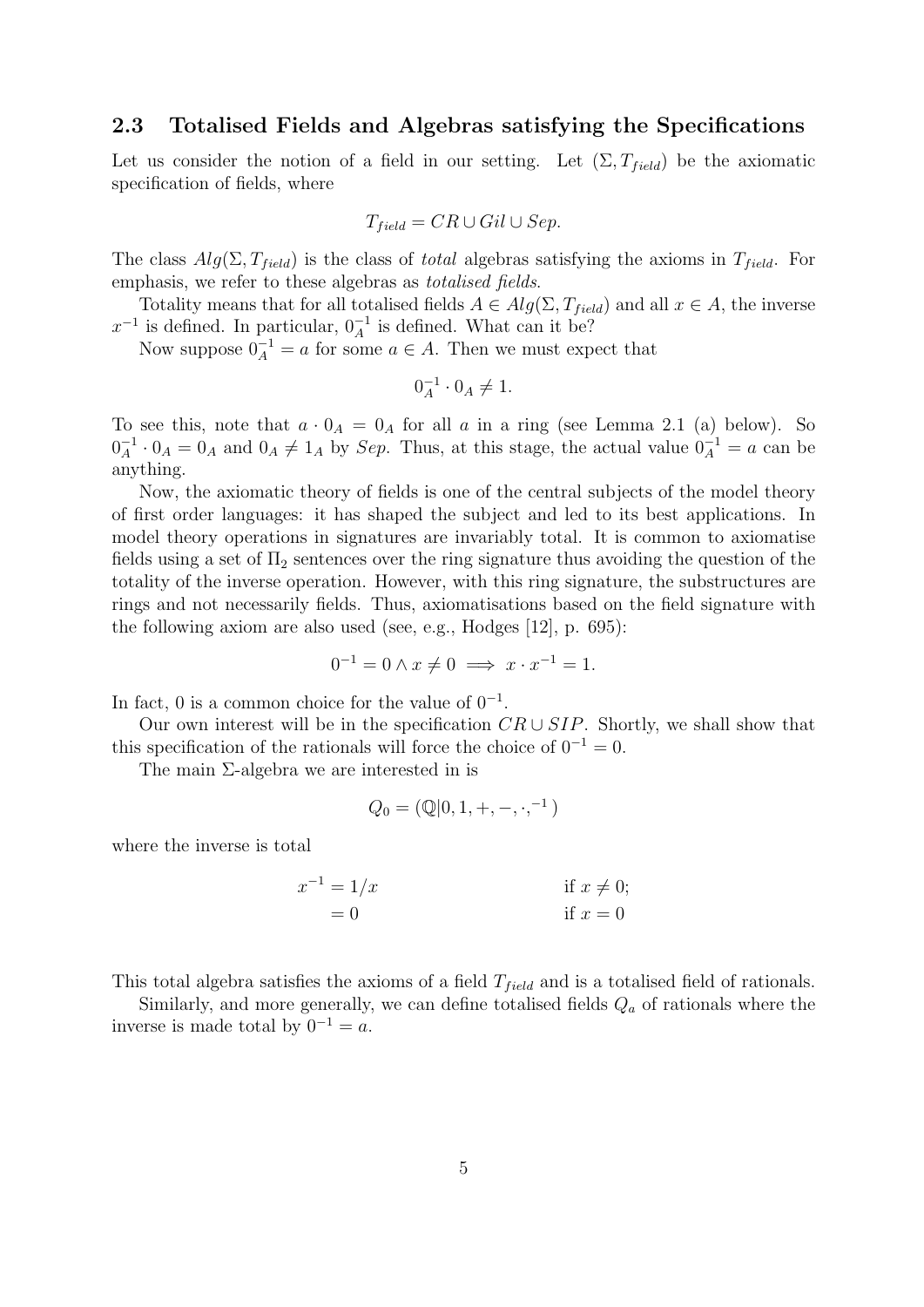## 2.3 Totalised Fields and Algebras satisfying the Specifications

Let us consider the notion of a field in our setting. Let $(\Sigma, T_{field})$ be the axiomatic specification of fields, where

$$T_{field} = CR \cup Gil \cup Sep.$$

The class $Alg(\Sigma, T_{field})$ is the class of *total* algebras satisfying the axioms in $T_{field}$. For emphasis, we refer to these algebras as *totalised fields*.

Totality means that for all totalised fields $A \in Alg(\Sigma, T_{field})$ and all $x \in A$, the inverse $x^{-1}$ is defined. In particular, $0_A^{-1}$ is defined. What can it be?

Now suppose $0_A^{-1} = a$ for some $a \in A$. Then we must expect that

$$0_A^{-1} \cdot 0_A \neq 1.$$

To see this, note that $a \cdot 0_A = 0_A$ for all $a$ in a ring (see Lemma 2.1 (a) below). So $0_A^{-1} \cdot 0_A = 0_A$ and $0_A \neq 1_A$ by $Sep$. Thus, at this stage, the actual value $0_A^{-1} = a$ can be anything.

Now, the axiomatic theory of fields is one of the central subjects of the model theory of first order languages: it has shaped the subject and led to its best applications. In model theory operations in signatures are invariably total. It is common to axiomatise fields using a set of $\Pi_2$ sentences over the ring signature thus avoiding the question of the totality of the inverse operation. However, with this ring signature, the substructures are rings and not necessarily fields. Thus, axiomatisations based on the field signature with the following axiom are also used (see, e.g., Hodges [12], p. 695):

$$0^{-1} = 0 \wedge x \neq 0 \implies x \cdot x^{-1} = 1.$$

In fact, 0 is a common choice for the value of $0^{-1}$.

Our own interest will be in the specification $CR \cup SIP$. Shortly, we shall show that this specification of the rationals will force the choice of $0^{-1} = 0$.

The main $\Sigma$-algebra we are interested in is

$$Q_0 = (\mathbb{Q}|0, 1, +, -, \cdot, ^{-1})$$

where the inverse is total

$$\begin{aligned} x^{-1} &= 1/x && \text{if } x \neq 0; \\ &= 0 && \text{if } x = 0 \end{aligned}$$

This total algebra satisfies the axioms of a field $T_{field}$ and is a totalised field of rationals.

Similarly, and more generally, we can define totalised fields $Q_a$ of rationals where the inverse is made total by $0^{-1} = a$.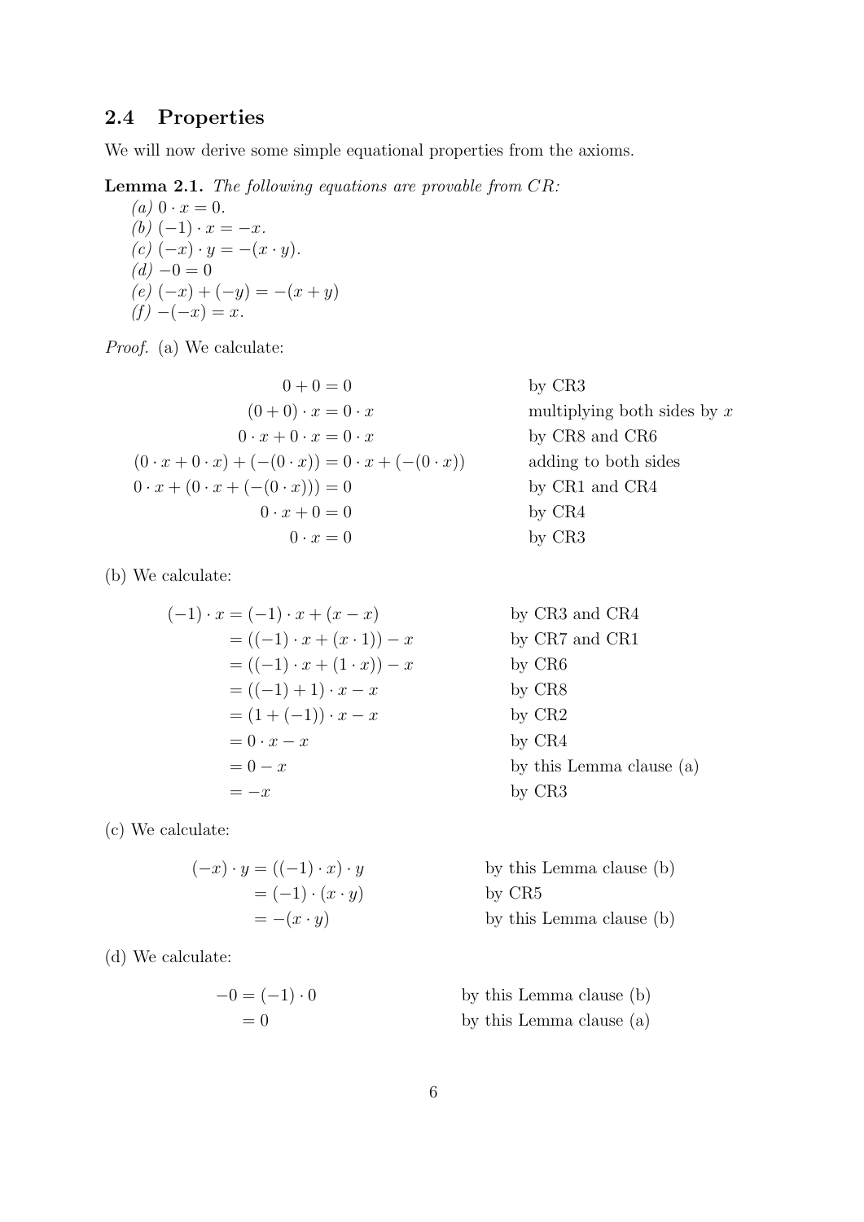## 2.4 Properties

We will now derive some simple equational properties from the axioms.

**Lemma 2.1.** *The following equations are provable from CR:*

*(a)* $0 \cdot x = 0$.
*(b)* $(-1) \cdot x = -x$.
*(c)* $(-x) \cdot y = -(x \cdot y)$.
*(d)* $-0 = 0$
*(e)* $(-x) + (-y) = -(x + y)$
*(f)* $-(-x) = x$.

*Proof.* (a) We calculate:

$$
\begin{array}{rcll}
0 + 0 &=& 0 & \text{by CR3} \\
(0 + 0) \cdot x &=& 0 \cdot x & \text{multiplying both sides by } x \\
0 \cdot x + 0 \cdot x &=& 0 \cdot x & \text{by CR8 and CR6} \\
(0 \cdot x + 0 \cdot x) + (-(0 \cdot x)) &=& 0 \cdot x + (-(0 \cdot x)) & \text{adding to both sides} \\
0 \cdot x + (0 \cdot x + (-(0 \cdot x))) &=& 0 & \text{by CR1 and CR4} \\
0 \cdot x + 0 &=& 0 & \text{by CR4} \\
0 \cdot x &=& 0 & \text{by CR3}
\end{array}
$$

(b) We calculate:

$$
\begin{array}{rcll}
(-1) \cdot x &=& (-1) \cdot x + (x - x) & \text{by CR3 and CR4} \\
&=& ((-1) \cdot x + (x \cdot 1)) - x & \text{by CR7 and CR1} \\
&=& ((-1) \cdot x + (1 \cdot x)) - x & \text{by CR6} \\
&=& ((-1) + 1) \cdot x - x & \text{by CR8} \\
&=& (1 + (-1)) \cdot x - x & \text{by CR2} \\
&=& 0 \cdot x - x & \text{by CR4} \\
&=& 0 - x & \text{by this Lemma clause (a)} \\
&=& -x & \text{by CR3}
\end{array}
$$

(c) We calculate:

$$
\begin{array}{rcll}
(-x) \cdot y &=& ((-1) \cdot x) \cdot y & \text{by this Lemma clause (b)} \\
&=& (-1) \cdot (x \cdot y) & \text{by CR5} \\
&=& -(x \cdot y) & \text{by this Lemma clause (b)}
\end{array}
$$

(d) We calculate:

$$
\begin{array}{rcll}
-0 &=& (-1) \cdot 0 & \text{by this Lemma clause (b)} \\
&=& 0 & \text{by this Lemma clause (a)}
\end{array}
$$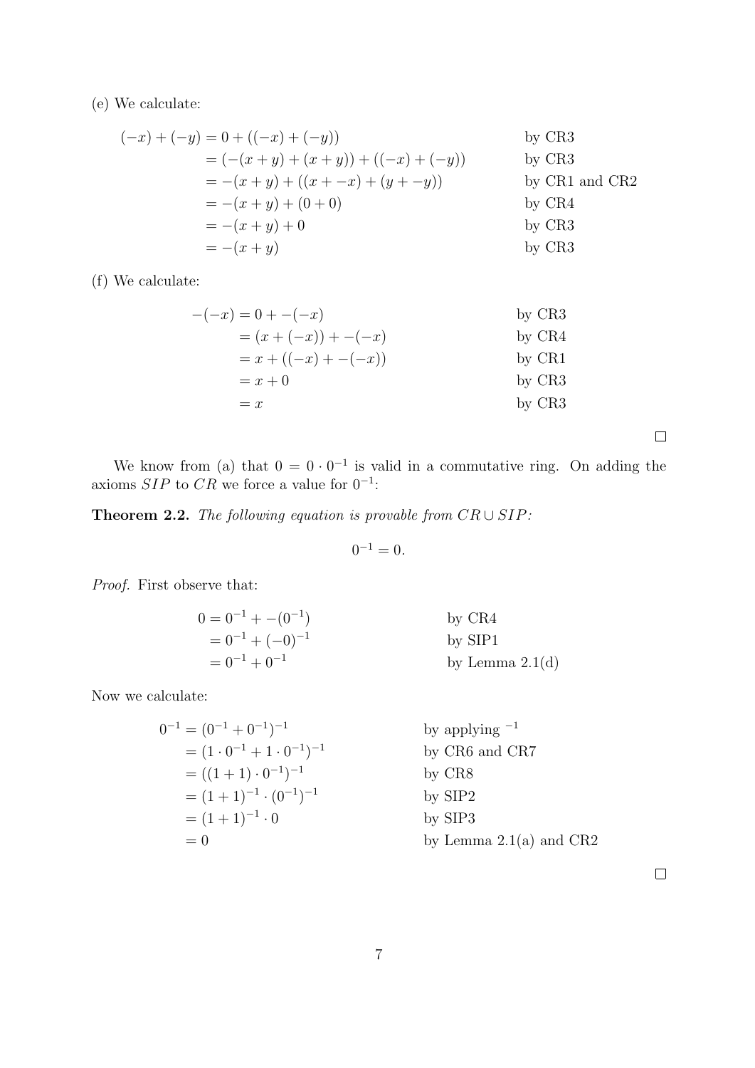(e) We calculate:

$$
\begin{aligned}
(-x) + (-y) &= 0 + ((-x) + (-y)) && \text{by CR3} \\
&= (-(x+y) + (x+y)) + ((-x) + (-y)) && \text{by CR3} \\
&= -(x+y) + ((x + -x) + (y + -y)) && \text{by CR1 and CR2} \\
&= -(x+y) + (0+0) && \text{by CR4} \\
&= -(x+y) + 0 && \text{by CR3} \\
&= -(x+y) && \text{by CR3}
\end{aligned}
$$

(f) We calculate:

$$
\begin{aligned}
-(-x) &= 0 + -(-x) && \text{by CR3} \\
&= (x + (-x)) + -(-x) && \text{by CR4} \\
&= x + ((-x) + -(-x)) && \text{by CR1} \\
&= x + 0 && \text{by CR3} \\
&= x && \text{by CR3}
\end{aligned}
$$

□

We know from (a) that $0 = 0 \cdot 0^{-1}$ is valid in a commutative ring. On adding the axioms $SIP$ to $CR$ we force a value for $0^{-1}$:

**Theorem 2.2.** *The following equation is provable from $CR \cup SIP$:*

$$0^{-1} = 0.$$

*Proof.* First observe that:

$$
\begin{aligned}
0 &= 0^{-1} + -(0^{-1}) && \text{by CR4} \\
&= 0^{-1} + (-0)^{-1} && \text{by SIP1} \\
&= 0^{-1} + 0^{-1} && \text{by Lemma 2.1(d)}
\end{aligned}
$$

Now we calculate:

$$
\begin{aligned}
0^{-1} &= (0^{-1} + 0^{-1})^{-1} && \text{by applying } {}^{-1} \\
&= (1 \cdot 0^{-1} + 1 \cdot 0^{-1})^{-1} && \text{by CR6 and CR7} \\
&= ((1+1) \cdot 0^{-1})^{-1} && \text{by CR8} \\
&= (1+1)^{-1} \cdot (0^{-1})^{-1} && \text{by SIP2} \\
&= (1+1)^{-1} \cdot 0 && \text{by SIP3} \\
&= 0 && \text{by Lemma 2.1(a) and CR2}
\end{aligned}
$$

□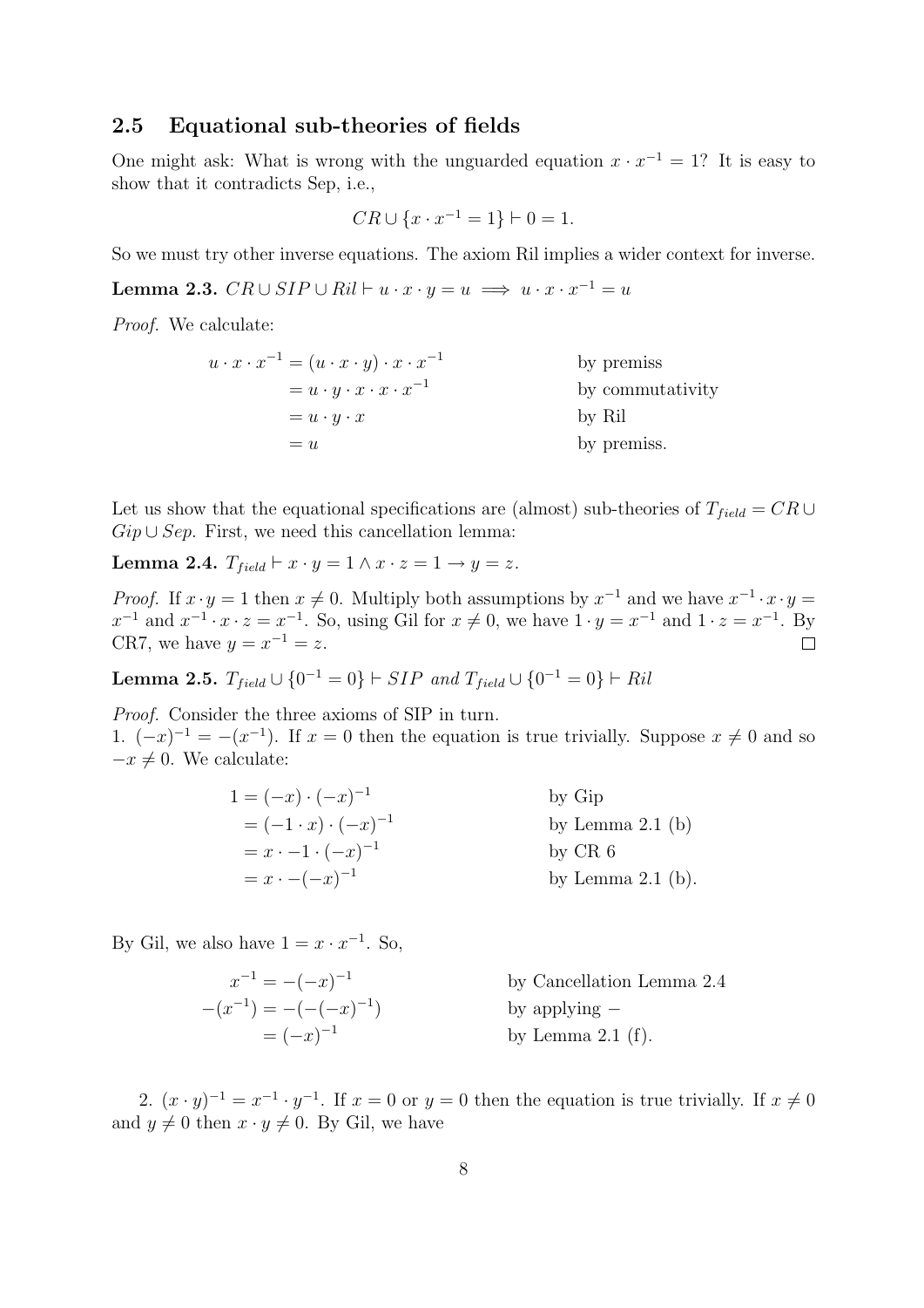## 2.5 Equational sub-theories of fields

One might ask: What is wrong with the unguarded equation $x \cdot x^{-1} = 1$? It is easy to show that it contradicts Sep, i.e.,

$$CR \cup \{x \cdot x^{-1} = 1\} \vdash 0 = 1.$$

So we must try other inverse equations. The axiom Ril implies a wider context for inverse.

**Lemma 2.3.** $CR \cup SIP \cup Ril \vdash u \cdot x \cdot y = u \implies u \cdot x \cdot x^{-1} = u$

*Proof.* We calculate:

$$\begin{aligned}
u \cdot x \cdot x^{-1} &= (u \cdot x \cdot y) \cdot x \cdot x^{-1} && \text{by premiss} \\
&= u \cdot y \cdot x \cdot x \cdot x^{-1} && \text{by commutativity} \\
&= u \cdot y \cdot x && \text{by Ril} \\
&= u && \text{by premiss.}
\end{aligned}$$

Let us show that the equational specifications are (almost) sub-theories of $T_{field} = CR \cup Gip \cup Sep$. First, we need this cancellation lemma:

**Lemma 2.4.** $T_{field} \vdash x \cdot y = 1 \wedge x \cdot z = 1 \rightarrow y = z$.

*Proof.* If $x \cdot y = 1$ then $x \neq 0$. Multiply both assumptions by $x^{-1}$ and we have $x^{-1} \cdot x \cdot y = x^{-1}$ and $x^{-1} \cdot x \cdot z = x^{-1}$. So, using Gil for $x \neq 0$, we have $1 \cdot y = x^{-1}$ and $1 \cdot z = x^{-1}$. By CR7, we have $y = x^{-1} = z$. $\square$

**Lemma 2.5.** $T_{field} \cup \{0^{-1} = 0\} \vdash SIP$ *and* $T_{field} \cup \{0^{-1} = 0\} \vdash Ril$

*Proof.* Consider the three axioms of SIP in turn.
1. $(-x)^{-1} = -(x^{-1})$. If $x = 0$ then the equation is true trivially. Suppose $x \neq 0$ and so $-x \neq 0$. We calculate:

$$\begin{aligned}
1 &= (-x) \cdot (-x)^{-1} && \text{by Gip} \\
&= (-1 \cdot x) \cdot (-x)^{-1} && \text{by Lemma 2.1 (b)} \\
&= x \cdot -1 \cdot (-x)^{-1} && \text{by CR 6} \\
&= x \cdot -(-x)^{-1} && \text{by Lemma 2.1 (b).}
\end{aligned}$$

By Gil, we also have $1 = x \cdot x^{-1}$. So,

$$\begin{aligned}
x^{-1} &= -(-x)^{-1} && \text{by Cancellation Lemma 2.4} \\
-(x^{-1}) &= -(-(-x)^{-1}) && \text{by applying } - \\
&= (-x)^{-1} && \text{by Lemma 2.1 (f).}
\end{aligned}$$

2. $(x \cdot y)^{-1} = x^{-1} \cdot y^{-1}$. If $x = 0$ or $y = 0$ then the equation is true trivially. If $x \neq 0$ and $y \neq 0$ then $x \cdot y \neq 0$. By Gil, we have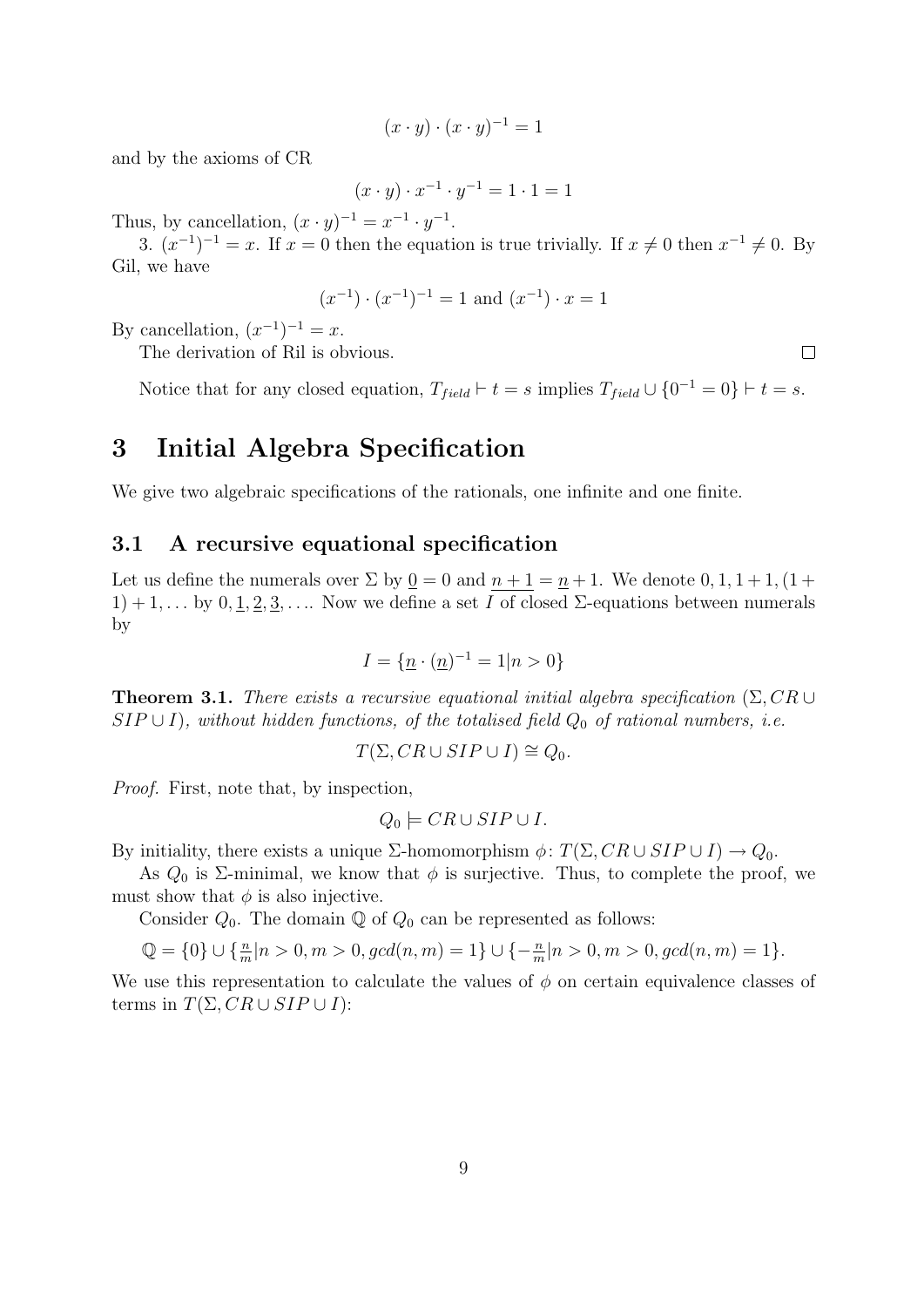$$(x \cdot y) \cdot (x \cdot y)^{-1} = 1$$

and by the axioms of CR

$$(x \cdot y) \cdot x^{-1} \cdot y^{-1} = 1 \cdot 1 = 1$$

Thus, by cancellation, $(x \cdot y)^{-1} = x^{-1} \cdot y^{-1}$.

3. $(x^{-1})^{-1} = x$. If $x = 0$ then the equation is true trivially. If $x \neq 0$ then $x^{-1} \neq 0$. By Gil, we have

$$(x^{-1}) \cdot (x^{-1})^{-1} = 1 \text{ and } (x^{-1}) \cdot x = 1$$

By cancellation, $(x^{-1})^{-1} = x$.

The derivation of Ril is obvious. □

Notice that for any closed equation, $T_{field} \vdash t = s$ implies $T_{field} \cup \{0^{-1} = 0\} \vdash t = s$.

# 3 Initial Algebra Specification

We give two algebraic specifications of the rationals, one infinite and one finite.

## 3.1 A recursive equational specification

Let us define the numerals over $\Sigma$ by $\underline{0} = 0$ and $\underline{n+1} = \underline{n} + 1$. We denote $0, 1, 1+1, (1+1)+1, \ldots$ by $0, \underline{1}, \underline{2}, \underline{3}, \ldots$. Now we define a set $I$ of closed $\Sigma$-equations between numerals by

$$I = \{\underline{n} \cdot (\underline{n})^{-1} = 1 | n > 0\}$$

**Theorem 3.1.** *There exists a recursive equational initial algebra specification $(\Sigma, CR \cup SIP \cup I)$, without hidden functions, of the totalised field $Q_0$ of rational numbers, i.e.*

$$T(\Sigma, CR \cup SIP \cup I) \cong Q_0.$$

*Proof.* First, note that, by inspection,

$$Q_0 \models CR \cup SIP \cup I.$$

By initiality, there exists a unique $\Sigma$-homomorphism $\phi \colon T(\Sigma, CR \cup SIP \cup I) \to Q_0$.

As $Q_0$ is $\Sigma$-minimal, we know that $\phi$ is surjective. Thus, to complete the proof, we must show that $\phi$ is also injective.

Consider $Q_0$. The domain $\mathbb{Q}$ of $Q_0$ can be represented as follows:

$$\mathbb{Q} = \{0\} \cup \{\tfrac{n}{m} | n > 0, m > 0, gcd(n, m) = 1\} \cup \{-\tfrac{n}{m} | n > 0, m > 0, gcd(n, m) = 1\}.$$

We use this representation to calculate the values of $\phi$ on certain equivalence classes of terms in $T(\Sigma, CR \cup SIP \cup I)$: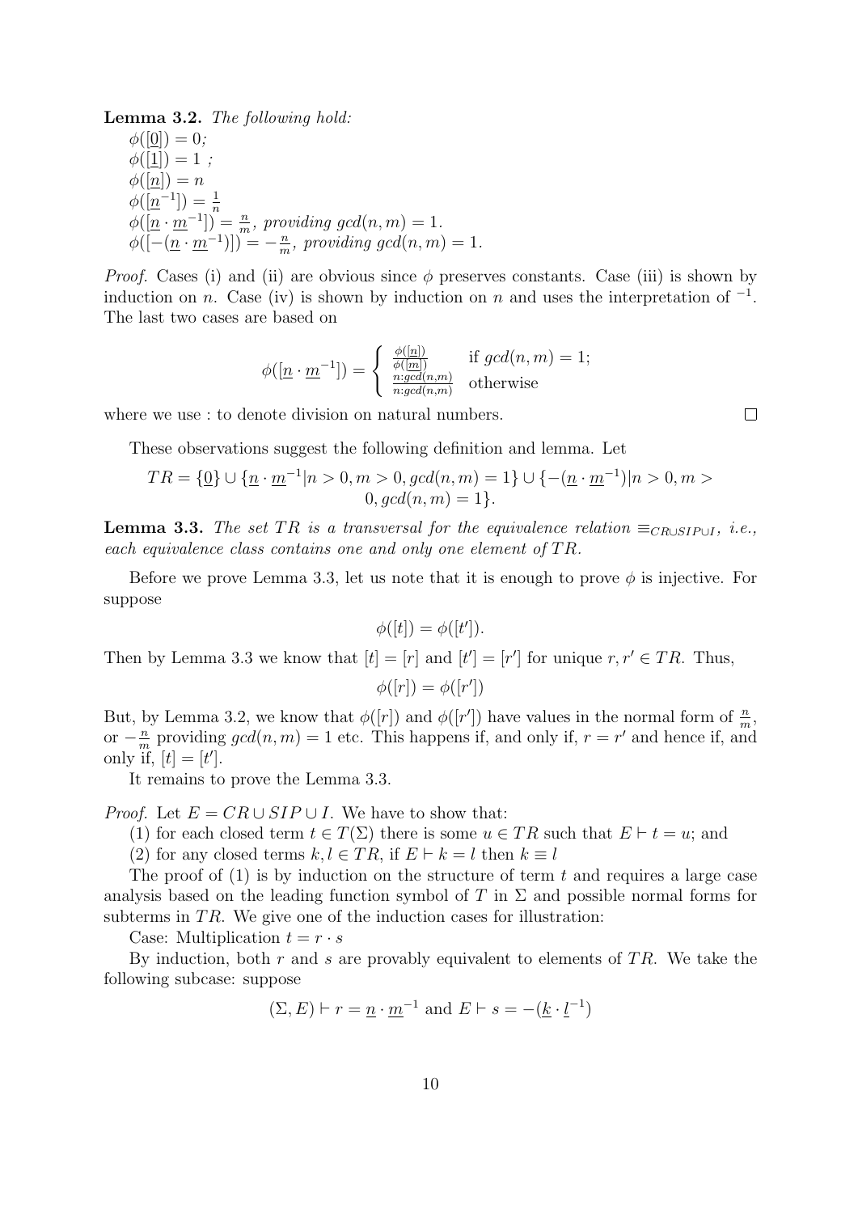**Lemma 3.2.** *The following hold:*

$\phi([\underline{0}]) = 0$;
$\phi([\underline{1}]) = 1$ ;
$\phi([\underline{n}]) = n$
$\phi([\underline{n}^{-1}]) = \frac{1}{n}$
$\phi([\underline{n} \cdot \underline{m}^{-1}]) = \frac{n}{m}$, *providing* $gcd(n, m) = 1$.
$\phi([-(\underline{n} \cdot \underline{m}^{-1})]) = -\frac{n}{m}$, *providing* $gcd(n, m) = 1$.

*Proof.* Cases (i) and (ii) are obvious since $\phi$ preserves constants. Case (iii) is shown by induction on $n$. Case (iv) is shown by induction on $n$ and uses the interpretation of $^{-1}$. The last two cases are based on

$$\phi([\underline{n} \cdot \underline{m}^{-1}]) = \begin{cases} \frac{\phi([\underline{n}])}{\phi([\underline{m}])} & \text{if } gcd(n, m) = 1; \\ \frac{n:gcd(n,m)}{n:gcd(n,m)} & \text{otherwise} \end{cases}$$

where we use : to denote division on natural numbers. $\square$

These observations suggest the following definition and lemma. Let

$$TR = \{\underline{0}\} \cup \{\underline{n} \cdot \underline{m}^{-1} | n > 0, m > 0, gcd(n, m) = 1\} \cup \{-(\underline{n} \cdot \underline{m}^{-1}) | n > 0, m > 0, gcd(n, m) = 1\}.$$

**Lemma 3.3.** *The set $TR$ is a transversal for the equivalence relation $\equiv_{CR \cup SIP \cup I}$, i.e., each equivalence class contains one and only one element of $TR$.*

Before we prove Lemma 3.3, let us note that it is enough to prove $\phi$ is injective. For suppose

$$\phi([t]) = \phi([t']).$$

Then by Lemma 3.3 we know that $[t] = [r]$ and $[t'] = [r']$ for unique $r, r' \in TR$. Thus,

$$\phi([r]) = \phi([r'])$$

But, by Lemma 3.2, we know that $\phi([r])$ and $\phi([r'])$ have values in the normal form of $\frac{n}{m}$, or $-\frac{n}{m}$ providing $gcd(n, m) = 1$ etc. This happens if, and only if, $r = r'$ and hence if, and only if, $[t] = [t']$.

It remains to prove the Lemma 3.3.

*Proof.* Let $E = CR \cup SIP \cup I$. We have to show that:

(1) for each closed term $t \in T(\Sigma)$ there is some $u \in TR$ such that $E \vdash t = u$; and

(2) for any closed terms $k, l \in TR$, if $E \vdash k = l$ then $k \equiv l$

The proof of (1) is by induction on the structure of term $t$ and requires a large case analysis based on the leading function symbol of $T$ in $\Sigma$ and possible normal forms for subterms in $TR$. We give one of the induction cases for illustration:

Case: Multiplication $t = r \cdot s$

By induction, both $r$ and $s$ are provably equivalent to elements of $TR$. We take the following subcase: suppose

$$(\Sigma, E) \vdash r = \underline{n} \cdot \underline{m}^{-1} \text{ and } E \vdash s = -(\underline{k} \cdot \underline{l}^{-1})$$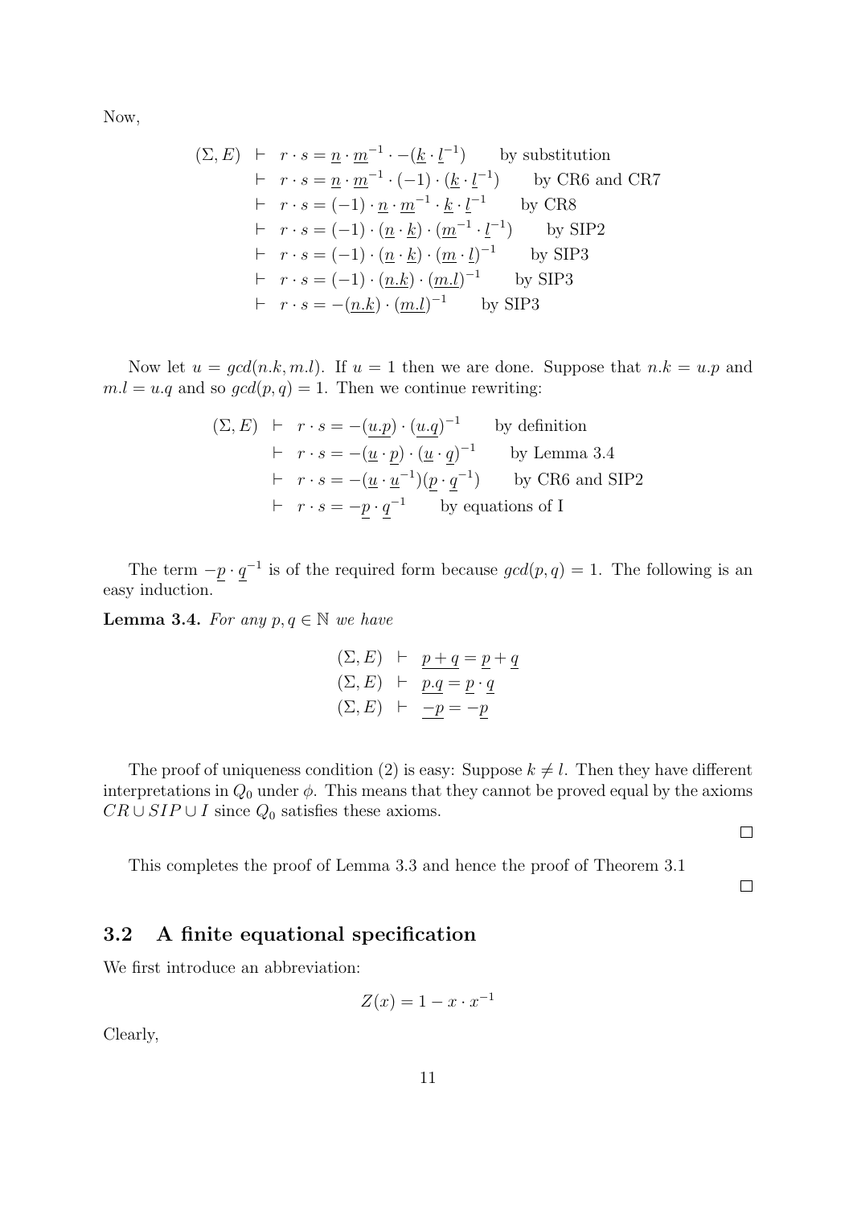Now,

$$
\begin{aligned}
(\Sigma, E) \ &\vdash \ r \cdot s = \underline{n} \cdot \underline{m}^{-1} \cdot -(\underline{k} \cdot \underline{l}^{-1}) \qquad \text{by substitution} \\
&\vdash \ r \cdot s = \underline{n} \cdot \underline{m}^{-1} \cdot (-1) \cdot (\underline{k} \cdot \underline{l}^{-1}) \qquad \text{by CR6 and CR7} \\
&\vdash \ r \cdot s = (-1) \cdot \underline{n} \cdot \underline{m}^{-1} \cdot \underline{k} \cdot \underline{l}^{-1} \qquad \text{by CR8} \\
&\vdash \ r \cdot s = (-1) \cdot (\underline{n} \cdot \underline{k}) \cdot (\underline{m}^{-1} \cdot \underline{l}^{-1}) \qquad \text{by SIP2} \\
&\vdash \ r \cdot s = (-1) \cdot (\underline{n} \cdot \underline{k}) \cdot (\underline{m} \cdot \underline{l})^{-1} \qquad \text{by SIP3} \\
&\vdash \ r \cdot s = (-1) \cdot (\underline{n.k}) \cdot (\underline{m.l})^{-1} \qquad \text{by SIP3} \\
&\vdash \ r \cdot s = -(\underline{n.k}) \cdot (\underline{m.l})^{-1} \qquad \text{by SIP3}
\end{aligned}
$$

Now let $u = gcd(n.k, m.l)$. If $u = 1$ then we are done. Suppose that $n.k = u.p$ and $m.l = u.q$ and so $gcd(p, q) = 1$. Then we continue rewriting:

$$
\begin{aligned}
(\Sigma, E) \ &\vdash \ r \cdot s = -(\underline{u.p}) \cdot (\underline{u.q})^{-1} \qquad \text{by definition} \\
&\vdash \ r \cdot s = -(\underline{u} \cdot \underline{p}) \cdot (\underline{u} \cdot \underline{q})^{-1} \qquad \text{by Lemma 3.4} \\
&\vdash \ r \cdot s = -(\underline{u} \cdot \underline{u}^{-1})(\underline{p} \cdot \underline{q}^{-1}) \qquad \text{by CR6 and SIP2} \\
&\vdash \ r \cdot s = -\underline{p} \cdot \underline{q}^{-1} \qquad \text{by equations of I}
\end{aligned}
$$

The term $-\underline{p} \cdot \underline{q}^{-1}$ is of the required form because $gcd(p, q) = 1$. The following is an easy induction.

**Lemma 3.4.** *For any $p, q \in \mathbb{N}$ we have*

$$
\begin{aligned}
(\Sigma, E) \ &\vdash \ \underline{p+q} = \underline{p} + \underline{q} \\
(\Sigma, E) \ &\vdash \ \underline{p.q} = \underline{p} \cdot \underline{q} \\
(\Sigma, E) \ &\vdash \ \underline{-p} = -\underline{p}
\end{aligned}
$$

The proof of uniqueness condition (2) is easy: Suppose $k \neq l$. Then they have different interpretations in $Q_0$ under $\phi$. This means that they cannot be proved equal by the axioms $CR \cup SIP \cup I$ since $Q_0$ satisfies these axioms.

□

This completes the proof of Lemma 3.3 and hence the proof of Theorem 3.1

□

## 3.2 A finite equational specification

We first introduce an abbreviation:

$$Z(x) = 1 - x \cdot x^{-1}$$

Clearly,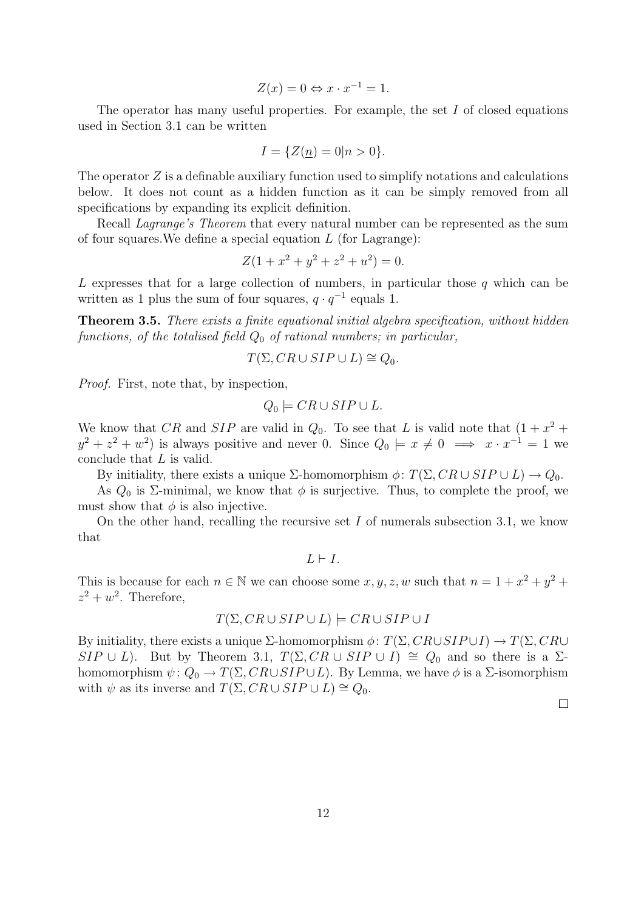$$Z(x) = 0 \Leftrightarrow x \cdot x^{-1} = 1.$$

The operator has many useful properties. For example, the set $I$ of closed equations used in Section 3.1 can be written

$$I = \{Z(\underline{n}) = 0 | n > 0\}.$$

The operator $Z$ is a definable auxiliary function used to simplify notations and calculations below. It does not count as a hidden function as it can be simply removed from all specifications by expanding its explicit definition.

Recall *Lagrange's Theorem* that every natural number can be represented as the sum of four squares.We define a special equation $L$ (for Lagrange):

$$Z(1 + x^2 + y^2 + z^2 + u^2) = 0.$$

$L$ expresses that for a large collection of numbers, in particular those $q$ which can be written as 1 plus the sum of four squares, $q \cdot q^{-1}$ equals 1.

**Theorem 3.5.** *There exists a finite equational initial algebra specification, without hidden functions, of the totalised field $Q_0$ of rational numbers; in particular,*

$$T(\Sigma, CR \cup SIP \cup L) \cong Q_0.$$

*Proof.* First, note that, by inspection,

$$Q_0 \models CR \cup SIP \cup L.$$

We know that $CR$ and $SIP$ are valid in $Q_0$. To see that $L$ is valid note that $(1 + x^2 + y^2 + z^2 + w^2)$ is always positive and never 0. Since $Q_0 \models x \neq 0 \implies x \cdot x^{-1} = 1$ we conclude that $L$ is valid.

By initiality, there exists a unique $\Sigma$-homomorphism $\phi \colon T(\Sigma, CR \cup SIP \cup L) \to Q_0$.

As $Q_0$ is $\Sigma$-minimal, we know that $\phi$ is surjective. Thus, to complete the proof, we must show that $\phi$ is also injective.

On the other hand, recalling the recursive set $I$ of numerals subsection 3.1, we know that

$$L \vdash I.$$

This is because for each $n \in \mathbb{N}$ we can choose some $x, y, z, w$ such that $n = 1 + x^2 + y^2 + z^2 + w^2$. Therefore,

$$T(\Sigma, CR \cup SIP \cup L) \models CR \cup SIP \cup I$$

By initiality, there exists a unique $\Sigma$-homomorphism $\phi \colon T(\Sigma, CR \cup SIP \cup I) \to T(\Sigma, CR \cup SIP \cup L)$. But by Theorem 3.1, $T(\Sigma, CR \cup SIP \cup I) \cong Q_0$ and so there is a $\Sigma$-homomorphism $\psi \colon Q_0 \to T(\Sigma, CR \cup SIP \cup L)$. By Lemma, we have $\phi$ is a $\Sigma$-isomorphism with $\psi$ as its inverse and $T(\Sigma, CR \cup SIP \cup L) \cong Q_0$.

$\square$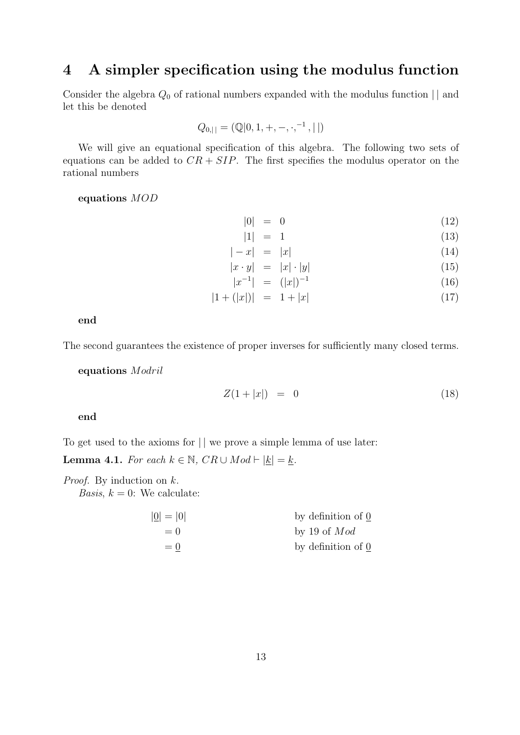# 4 A simpler specification using the modulus function

Consider the algebra $Q_0$ of rational numbers expanded with the modulus function $|\,|$ and let this be denoted

$$Q_{0,|\,|} = (\mathbb{Q}|0, 1, +, -, \cdot, ^{-1}, |\,|)$$

We will give an equational specification of this algebra. The following two sets of equations can be added to $CR + SIP$. The first specifies the modulus operator on the rational numbers

**equations** $MOD$

$$|0| \;=\; 0 \tag{12}$$
$$|1| \;=\; 1 \tag{13}$$
$$|-x| \;=\; |x| \tag{14}$$
$$|x \cdot y| \;=\; |x| \cdot |y| \tag{15}$$
$$|x^{-1}| \;=\; (|x|)^{-1} \tag{16}$$
$$|1 + (|x|)| \;=\; 1 + |x| \tag{17}$$

**end**

The second guarantees the existence of proper inverses for sufficiently many closed terms.

**equations** $Modril$

$$Z(1 + |x|) \;=\; 0 \tag{18}$$

**end**

To get used to the axioms for $|\,|$ we prove a simple lemma of use later:

**Lemma 4.1.** *For each $k \in \mathbb{N}$, $CR \cup Mod \vdash |\underline{k}| = \underline{k}$.*

*Proof.* By induction on $k$.

*Basis*, $k = 0$: We calculate:

$$\begin{aligned} |\underline{0}| &= |0| && \text{by definition of } \underline{0} \\ &= 0 && \text{by 19 of } Mod \\ &= \underline{0} && \text{by definition of } \underline{0} \end{aligned}$$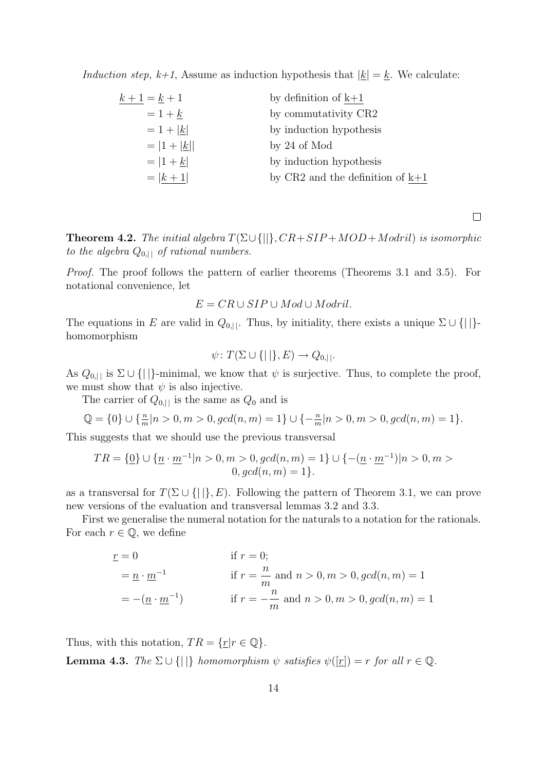*Induction step, k+1,* Assume as induction hypothesis that $|\underline{k}| = \underline{k}$. We calculate:

$$
\begin{aligned}
\underline{k+1} &= \underline{k} + 1 && \text{by definition of } \underline{\text{k+1}} \\
&= 1 + \underline{k} && \text{by commutativity CR2} \\
&= 1 + |\underline{k}| && \text{by induction hypothesis} \\
&= |1 + |\underline{k}|| && \text{by 24 of Mod} \\
&= |1 + \underline{k}| && \text{by induction hypothesis} \\
&= |\underline{k+1}| && \text{by CR2 and the definition of } \underline{\text{k+1}}
\end{aligned}
$$

□

**Theorem 4.2.** *The initial algebra $T(\Sigma \cup \{||\}, CR + SIP + MOD + Modril)$ is isomorphic to the algebra $Q_{0,||}$ of rational numbers.*

*Proof.* The proof follows the pattern of earlier theorems (Theorems 3.1 and 3.5). For notational convenience, let

$$E = CR \cup SIP \cup Mod \cup Modril.$$

The equations in $E$ are valid in $Q_{0,||}$. Thus, by initiality, there exists a unique $\Sigma \cup \{||\}$-homomorphism

$$\psi \colon T(\Sigma \cup \{||\}, E) \to Q_{0,||}.$$

As $Q_{0,||}$ is $\Sigma \cup \{||\}$-minimal, we know that $\psi$ is surjective. Thus, to complete the proof, we must show that $\psi$ is also injective.

The carrier of $Q_{0,||}$ is the same as $Q_0$ and is

$$\mathbb{Q} = \{0\} \cup \{\tfrac{n}{m} | n > 0, m > 0, gcd(n, m) = 1\} \cup \{-\tfrac{n}{m} | n > 0, m > 0, gcd(n, m) = 1\}.$$

This suggests that we should use the previous transversal

$$TR = \{\underline{0}\} \cup \{\underline{n} \cdot \underline{m}^{-1} | n > 0, m > 0, gcd(n, m) = 1\} \cup \{-(\underline{n} \cdot \underline{m}^{-1}) | n > 0, m > 0, gcd(n, m) = 1\}.$$

as a transversal for $T(\Sigma \cup \{||\}, E)$. Following the pattern of Theorem 3.1, we can prove new versions of the evaluation and transversal lemmas 3.2 and 3.3.

First we generalise the numeral notation for the naturals to a notation for the rationals. For each $r \in \mathbb{Q}$, we define

$$
\begin{aligned}
\underline{r} &= 0 && \text{if } r = 0; \\
&= \underline{n} \cdot \underline{m}^{-1} && \text{if } r = \frac{n}{m} \text{ and } n > 0, m > 0, gcd(n, m) = 1 \\
&= -(\underline{n} \cdot \underline{m}^{-1}) && \text{if } r = -\frac{n}{m} \text{ and } n > 0, m > 0, gcd(n, m) = 1
\end{aligned}
$$

Thus, with this notation, $TR = \{\underline{r} | r \in \mathbb{Q}\}$.

**Lemma 4.3.** *The $\Sigma \cup \{||\}$ homomorphism $\psi$ satisfies $\psi([\underline{r}]) = r$ for all $r \in \mathbb{Q}$.*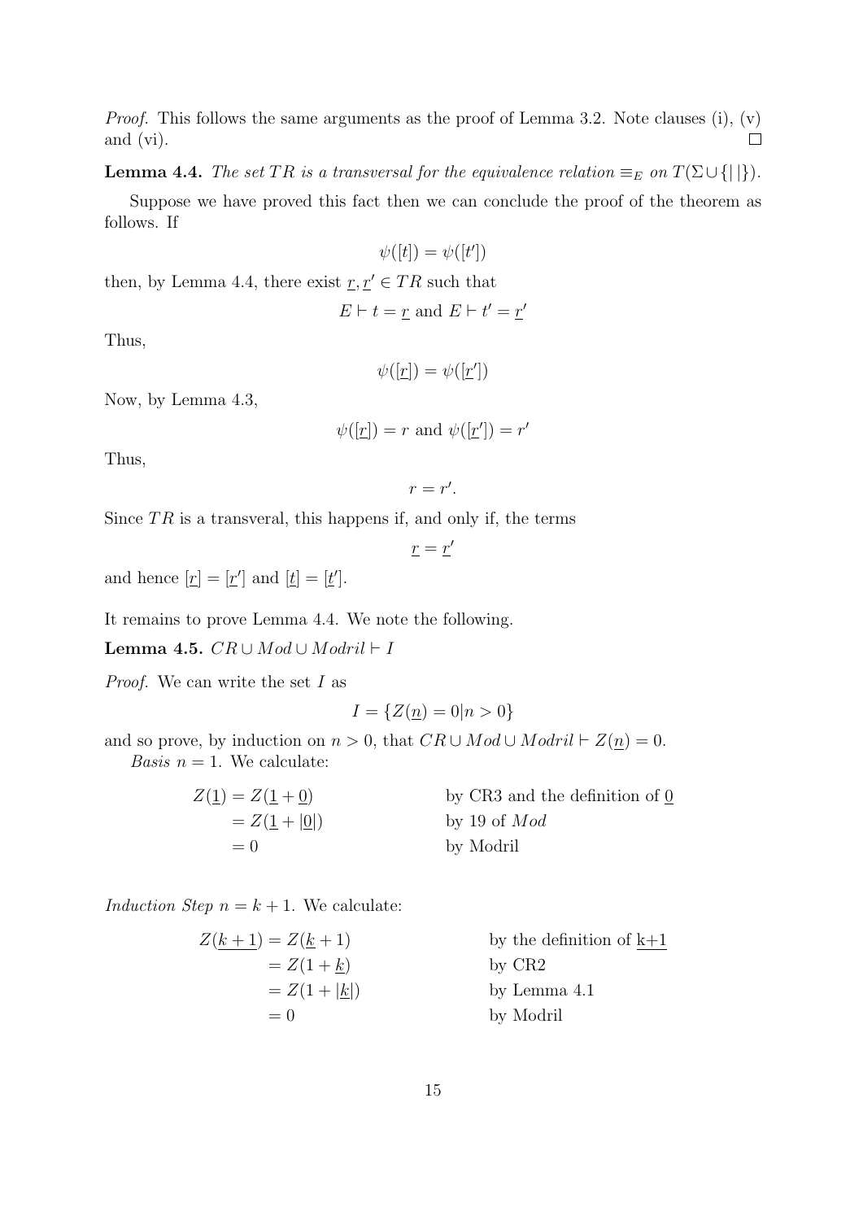*Proof.* This follows the same arguments as the proof of Lemma 3.2. Note clauses (i), (v) and (vi). ◻

**Lemma 4.4.** *The set $TR$ is a transversal for the equivalence relation $\equiv_E$ on $T(\Sigma \cup \{|\,|\})$.*

Suppose we have proved this fact then we can conclude the proof of the theorem as follows. If

$$\psi([t]) = \psi([t'])$$

then, by Lemma 4.4, there exist $\underline{r}, \underline{r}' \in TR$ such that

$$E \vdash t = \underline{r} \text{ and } E \vdash t' = \underline{r}'$$

Thus,

$$\psi([\underline{r}]) = \psi([\underline{r}'])$$

Now, by Lemma 4.3,

$$\psi([\underline{r}]) = r \text{ and } \psi([\underline{r}']) = r'$$

Thus,

$$r = r'.$$

Since $TR$ is a transveral, this happens if, and only if, the terms

$$\underline{r} = \underline{r}'$$

and hence $[\underline{r}] = [\underline{r}']$ and $[\underline{t}] = [\underline{t}']$.

It remains to prove Lemma 4.4. We note the following.

**Lemma 4.5.** $CR \cup Mod \cup Modril \vdash I$

*Proof.* We can write the set $I$ as

$$I = \{Z(\underline{n}) = 0 | n > 0\}$$

and so prove, by induction on $n > 0$, that $CR \cup Mod \cup Modril \vdash Z(\underline{n}) = 0$.

*Basis* $n = 1$. We calculate:

$$\begin{aligned} Z(\underline{1}) &= Z(\underline{1} + \underline{0}) && \text{by CR3 and the definition of } \underline{0} \\ &= Z(\underline{1} + |\underline{0}|) && \text{by 19 of } Mod \\ &= 0 && \text{by Modril} \end{aligned}$$

*Induction Step* $n = k + 1$. We calculate:

$$\begin{aligned} Z(\underline{k+1}) &= Z(\underline{k} + 1) && \text{by the definition of } \underline{\text{k+1}} \\ &= Z(1 + \underline{k}) && \text{by CR2} \\ &= Z(1 + |\underline{k}|) && \text{by Lemma 4.1} \\ &= 0 && \text{by Modril} \end{aligned}$$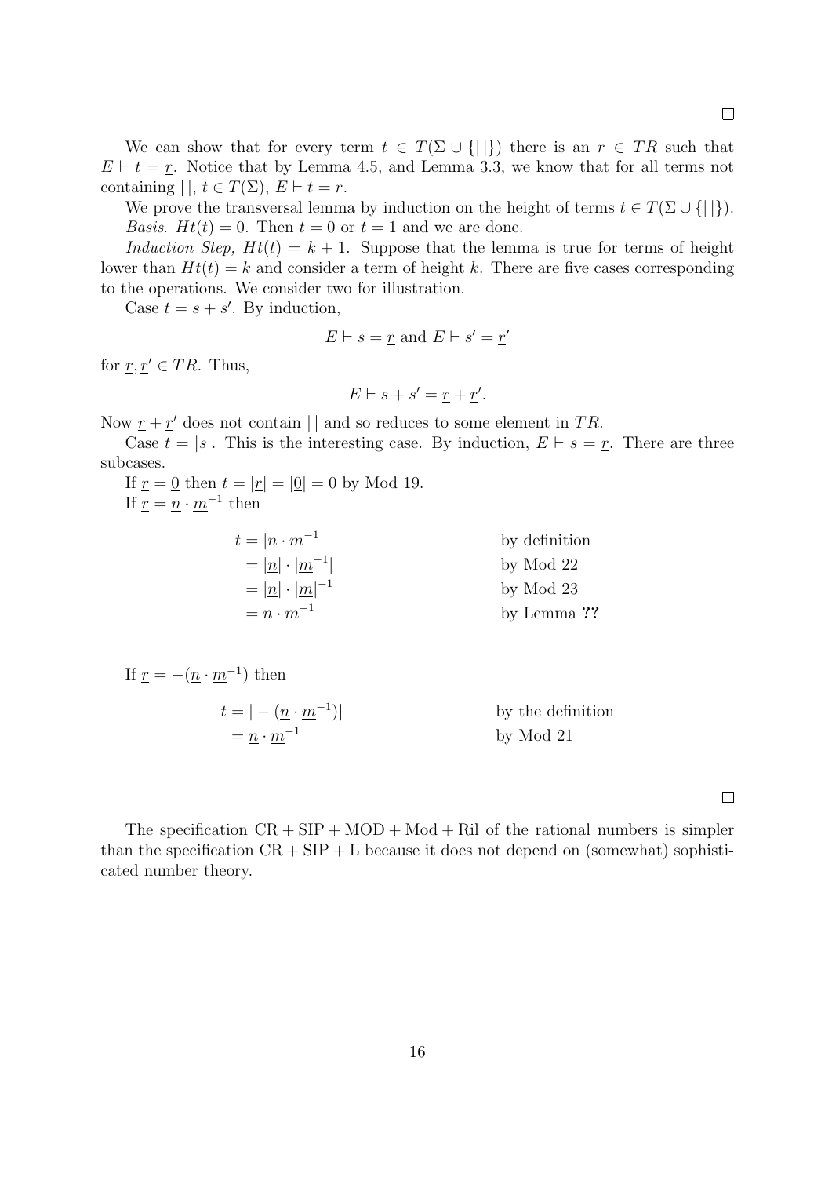□

We can show that for every term $t \in T(\Sigma \cup \{|\,|\})$ there is an $\underline{r} \in TR$ such that $E \vdash t = \underline{r}$. Notice that by Lemma 4.5, and Lemma 3.3, we know that for all terms not containing $|\,|$, $t \in T(\Sigma)$, $E \vdash t = \underline{r}$.

We prove the transversal lemma by induction on the height of terms $t \in T(\Sigma \cup \{|\,|\})$.

*Basis.* $Ht(t) = 0$. Then $t = 0$ or $t = 1$ and we are done.

*Induction Step,* $Ht(t) = k + 1$. Suppose that the lemma is true for terms of height lower than $Ht(t) = k$ and consider a term of height $k$. There are five cases corresponding to the operations. We consider two for illustration.

Case $t = s + s'$. By induction,

$$E \vdash s = \underline{r} \text{ and } E \vdash s' = \underline{r}'$$

for $\underline{r}, \underline{r}' \in TR$. Thus,

$$E \vdash s + s' = \underline{r} + \underline{r}'.$$

Now $\underline{r} + \underline{r}'$ does not contain $|\,|$ and so reduces to some element in $TR$.

Case $t = |s|$. This is the interesting case. By induction, $E \vdash s = \underline{r}$. There are three subcases.

If $\underline{r} = \underline{0}$ then $t = |\underline{r}| = |\underline{0}| = 0$ by Mod 19.

If $\underline{r} = \underline{n} \cdot \underline{m}^{-1}$ then

$$
\begin{aligned}
t &= |\underline{n} \cdot \underline{m}^{-1}| && \text{by definition}\\
&= |\underline{n}| \cdot |\underline{m}^{-1}| && \text{by Mod 22}\\
&= |\underline{n}| \cdot |\underline{m}|^{-1} && \text{by Mod 23}\\
&= \underline{n} \cdot \underline{m}^{-1} && \text{by Lemma ??}
\end{aligned}
$$

If $\underline{r} = -(\underline{n} \cdot \underline{m}^{-1})$ then

$$
\begin{aligned}
t &= |-(\underline{n} \cdot \underline{m}^{-1})| && \text{by the definition}\\
&= \underline{n} \cdot \underline{m}^{-1} && \text{by Mod 21}
\end{aligned}
$$

□

The specification CR + SIP + MOD + Mod + Ril of the rational numbers is simpler than the specification CR + SIP + L because it does not depend on (somewhat) sophisticated number theory.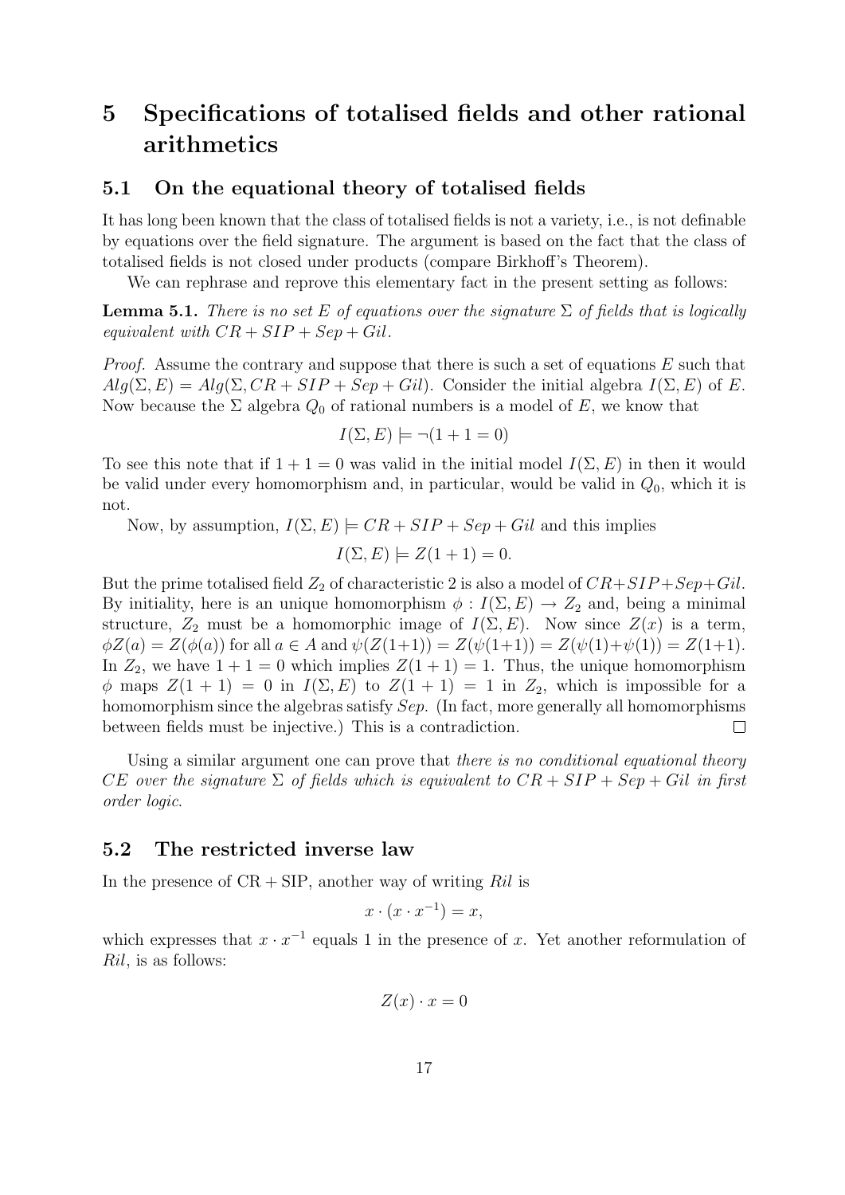# 5 Specifications of totalised fields and other rational arithmetics

## 5.1 On the equational theory of totalised fields

It has long been known that the class of totalised fields is not a variety, i.e., is not definable by equations over the field signature. The argument is based on the fact that the class of totalised fields is not closed under products (compare Birkhoff's Theorem).

We can rephrase and reprove this elementary fact in the present setting as follows:

**Lemma 5.1.** *There is no set $E$ of equations over the signature $\Sigma$ of fields that is logically equivalent with $CR + SIP + Sep + Gil$.*

*Proof.* Assume the contrary and suppose that there is such a set of equations $E$ such that $Alg(\Sigma, E) = Alg(\Sigma, CR + SIP + Sep + Gil)$. Consider the initial algebra $I(\Sigma, E)$ of $E$. Now because the $\Sigma$ algebra $Q_0$ of rational numbers is a model of $E$, we know that

$$I(\Sigma, E) \models \neg(1 + 1 = 0)$$

To see this note that if $1 + 1 = 0$ was valid in the initial model $I(\Sigma, E)$ in then it would be valid under every homomorphism and, in particular, would be valid in $Q_0$, which it is not.

Now, by assumption, $I(\Sigma, E) \models CR + SIP + Sep + Gil$ and this implies

$$I(\Sigma, E) \models Z(1 + 1) = 0.$$

But the prime totalised field $Z_2$ of characteristic 2 is also a model of $CR+SIP+Sep+Gil$. By initiality, here is an unique homomorphism $\phi : I(\Sigma, E) \to Z_2$ and, being a minimal structure, $Z_2$ must be a homomorphic image of $I(\Sigma, E)$. Now since $Z(x)$ is a term, $\phi Z(a) = Z(\phi(a))$ for all $a \in A$ and $\psi(Z(1+1)) = Z(\psi(1+1)) = Z(\psi(1)+\psi(1)) = Z(1+1)$. In $Z_2$, we have $1 + 1 = 0$ which implies $Z(1 + 1) = 1$. Thus, the unique homomorphism $\phi$ maps $Z(1 + 1) = 0$ in $I(\Sigma, E)$ to $Z(1 + 1) = 1$ in $Z_2$, which is impossible for a homomorphism since the algebras satisfy *Sep*. (In fact, more generally all homomorphisms between fields must be injective.) This is a contradiction. □

Using a similar argument one can prove that *there is no conditional equational theory CE over the signature $\Sigma$ of fields which is equivalent to $CR + SIP + Sep + Gil$ in first order logic.*

## 5.2 The restricted inverse law

In the presence of CR + SIP, another way of writing *Ril* is

$$x \cdot (x \cdot x^{-1}) = x,$$

which expresses that $x \cdot x^{-1}$ equals 1 in the presence of $x$. Yet another reformulation of *Ril*, is as follows:

$$Z(x) \cdot x = 0$$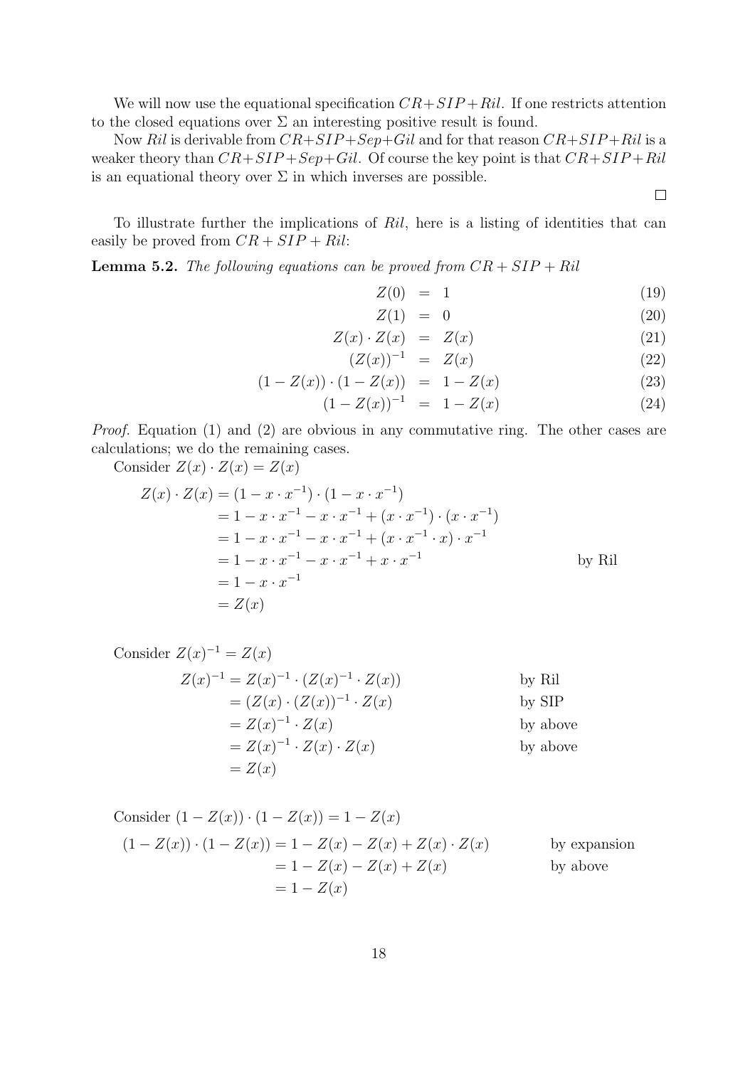We will now use the equational specification $CR{+}SIP{+}Ril$. If one restricts attention to the closed equations over $\Sigma$ an interesting positive result is found.

Now $Ril$ is derivable from $CR{+}SIP{+}Sep{+}Gil$ and for that reason $CR{+}SIP{+}Ril$ is a weaker theory than $CR{+}SIP{+}Sep{+}Gil$. Of course the key point is that $CR{+}SIP{+}Ril$ is an equational theory over $\Sigma$ in which inverses are possible.

□

To illustrate further the implications of $Ril$, here is a listing of identities that can easily be proved from $CR + SIP + Ril$:

**Lemma 5.2.** *The following equations can be proved from $CR + SIP + Ril$*

$$Z(0) = 1 \tag{19}$$

$$Z(1) = 0 \tag{20}$$

$$Z(x) \cdot Z(x) = Z(x) \tag{21}$$

$$(Z(x))^{-1} = Z(x) \tag{22}$$

$$(1 - Z(x)) \cdot (1 - Z(x)) = 1 - Z(x) \tag{23}$$

$$(1 - Z(x))^{-1} = 1 - Z(x) \tag{24}$$

*Proof.* Equation (1) and (2) are obvious in any commutative ring. The other cases are calculations; we do the remaining cases.

Consider $Z(x) \cdot Z(x) = Z(x)$

$$\begin{aligned}
Z(x) \cdot Z(x) &= (1 - x \cdot x^{-1}) \cdot (1 - x \cdot x^{-1}) \\
&= 1 - x \cdot x^{-1} - x \cdot x^{-1} + (x \cdot x^{-1}) \cdot (x \cdot x^{-1}) \\
&= 1 - x \cdot x^{-1} - x \cdot x^{-1} + (x \cdot x^{-1} \cdot x) \cdot x^{-1} \\
&= 1 - x \cdot x^{-1} - x \cdot x^{-1} + x \cdot x^{-1} && \text{by Ril} \\
&= 1 - x \cdot x^{-1} \\
&= Z(x)
\end{aligned}$$

Consider $Z(x)^{-1} = Z(x)$

$$\begin{aligned}
Z(x)^{-1} &= Z(x)^{-1} \cdot (Z(x)^{-1} \cdot Z(x)) && \text{by Ril} \\
&= (Z(x) \cdot (Z(x))^{-1} \cdot Z(x) && \text{by SIP} \\
&= Z(x)^{-1} \cdot Z(x) && \text{by above} \\
&= Z(x)^{-1} \cdot Z(x) \cdot Z(x) && \text{by above} \\
&= Z(x)
\end{aligned}$$

Consider $(1 - Z(x)) \cdot (1 - Z(x)) = 1 - Z(x)$

$$\begin{aligned}
(1 - Z(x)) \cdot (1 - Z(x)) &= 1 - Z(x) - Z(x) + Z(x) \cdot Z(x) && \text{by expansion} \\
&= 1 - Z(x) - Z(x) + Z(x) && \text{by above} \\
&= 1 - Z(x)
\end{aligned}$$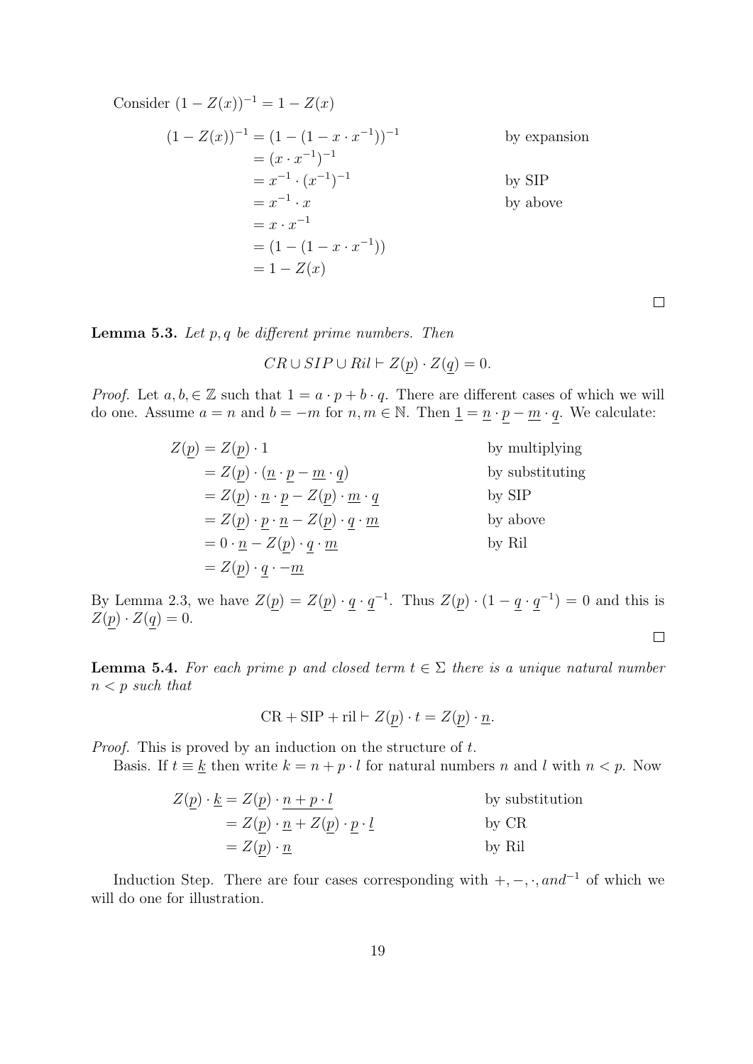Consider $(1 - Z(x))^{-1} = 1 - Z(x)$

$$
\begin{aligned}
(1 - Z(x))^{-1} &= (1 - (1 - x \cdot x^{-1}))^{-1} && \text{by expansion} \\
&= (x \cdot x^{-1})^{-1} \\
&= x^{-1} \cdot (x^{-1})^{-1} && \text{by SIP} \\
&= x^{-1} \cdot x && \text{by above} \\
&= x \cdot x^{-1} \\
&= (1 - (1 - x \cdot x^{-1})) \\
&= 1 - Z(x)
\end{aligned}
$$

□

**Lemma 5.3.** *Let $p, q$ be different prime numbers. Then*

$$CR \cup SIP \cup Ril \vdash Z(\underline{p}) \cdot Z(\underline{q}) = 0.$$

*Proof.* Let $a, b, \in \mathbb{Z}$ such that $1 = a \cdot p + b \cdot q$. There are different cases of which we will do one. Assume $a = n$ and $b = -m$ for $n, m \in \mathbb{N}$. Then $\underline{1} = \underline{n} \cdot \underline{p} - \underline{m} \cdot \underline{q}$. We calculate:

$$
\begin{aligned}
Z(\underline{p}) &= Z(\underline{p}) \cdot 1 && \text{by multiplying} \\
&= Z(\underline{p}) \cdot (\underline{n} \cdot \underline{p} - \underline{m} \cdot \underline{q}) && \text{by substituting} \\
&= Z(\underline{p}) \cdot \underline{n} \cdot \underline{p} - Z(\underline{p}) \cdot \underline{m} \cdot \underline{q} && \text{by SIP} \\
&= Z(\underline{p}) \cdot \underline{p} \cdot \underline{n} - Z(\underline{p}) \cdot \underline{q} \cdot \underline{m} && \text{by above} \\
&= 0 \cdot \underline{n} - Z(\underline{p}) \cdot \underline{q} \cdot \underline{m} && \text{by Ril} \\
&= Z(\underline{p}) \cdot \underline{q} \cdot -\underline{m}
\end{aligned}
$$

By Lemma 2.3, we have $Z(\underline{p}) = Z(\underline{p}) \cdot \underline{q} \cdot \underline{q}^{-1}$. Thus $Z(\underline{p}) \cdot (1 - \underline{q} \cdot \underline{q}^{-1}) = 0$ and this is $Z(\underline{p}) \cdot Z(\underline{q}) = 0$.

□

**Lemma 5.4.** *For each prime $p$ and closed term $t \in \Sigma$ there is a unique natural number $n < p$ such that*

$$\text{CR} + \text{SIP} + \text{ril} \vdash Z(\underline{p}) \cdot t = Z(\underline{p}) \cdot \underline{n}.$$

*Proof.* This is proved by an induction on the structure of $t$.

Basis. If $t \equiv \underline{k}$ then write $k = n + p \cdot l$ for natural numbers $n$ and $l$ with $n < p$. Now

$$
\begin{aligned}
Z(\underline{p}) \cdot \underline{k} &= Z(\underline{p}) \cdot \underline{n + p \cdot l} && \text{by substitution} \\
&= Z(\underline{p}) \cdot \underline{n} + Z(\underline{p}) \cdot \underline{p} \cdot \underline{l} && \text{by CR} \\
&= Z(\underline{p}) \cdot \underline{n} && \text{by Ril}
\end{aligned}
$$

Induction Step. There are four cases corresponding with $+, -, \cdot, and^{-1}$ of which we will do one for illustration.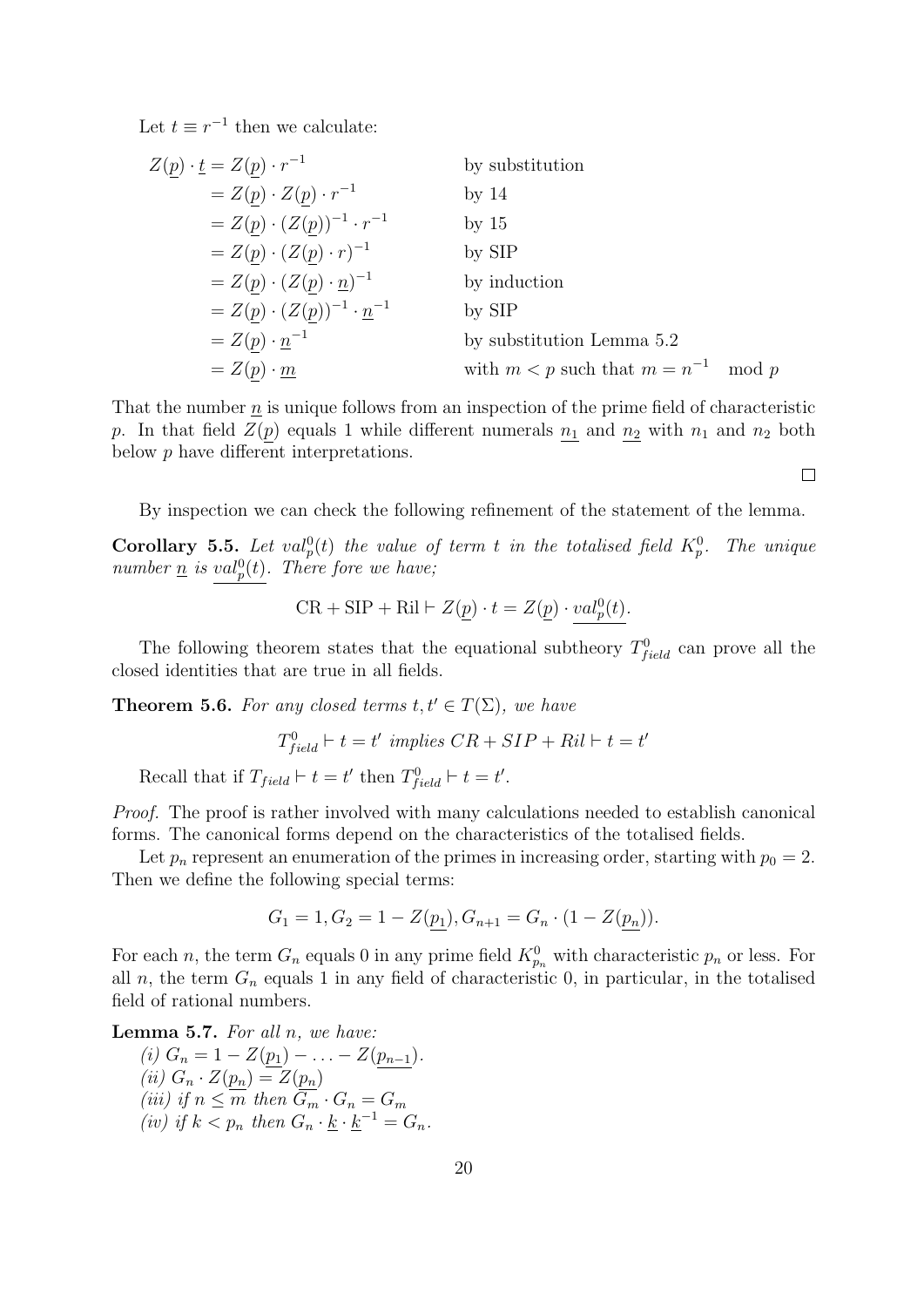Let $t \equiv r^{-1}$ then we calculate:

$$
\begin{aligned}
Z(\underline{p}) \cdot \underline{t} &= Z(\underline{p}) \cdot r^{-1} && \text{by substitution} \\
&= Z(\underline{p}) \cdot Z(\underline{p}) \cdot r^{-1} && \text{by 14} \\
&= Z(\underline{p}) \cdot (Z(\underline{p}))^{-1} \cdot r^{-1} && \text{by 15} \\
&= Z(\underline{p}) \cdot (Z(\underline{p}) \cdot r)^{-1} && \text{by SIP} \\
&= Z(\underline{p}) \cdot (Z(\underline{p}) \cdot \underline{n})^{-1} && \text{by induction} \\
&= Z(\underline{p}) \cdot (Z(\underline{p}))^{-1} \cdot \underline{n}^{-1} && \text{by SIP} \\
&= Z(\underline{p}) \cdot \underline{n}^{-1} && \text{by substitution Lemma 5.2} \\
&= Z(\underline{p}) \cdot \underline{m} && \text{with } m < p \text{ such that } m = n^{-1} \mod p
\end{aligned}
$$

That the number $\underline{n}$ is unique follows from an inspection of the prime field of characteristic $p$. In that field $Z(\underline{p})$ equals 1 while different numerals $\underline{n_1}$ and $\underline{n_2}$ with $n_1$ and $n_2$ both below $p$ have different interpretations.

□

By inspection we can check the following refinement of the statement of the lemma.

**Corollary 5.5.** *Let $val_p^0(t)$ the value of term $t$ in the totalised field $K_p^0$. The unique number $\underline{n}$ is $\underline{val_p^0(t)}$. There fore we have;*

$$\text{CR} + \text{SIP} + \text{Ril} \vdash Z(\underline{p}) \cdot t = Z(\underline{p}) \cdot \underline{val_p^0(t)}.$$

The following theorem states that the equational subtheory $T^0_{field}$ can prove all the closed identities that are true in all fields.

**Theorem 5.6.** *For any closed terms $t, t' \in T(\Sigma)$, we have*

$$T^0_{field} \vdash t = t' \text{ implies } CR + SIP + Ril \vdash t = t'$$

Recall that if $T_{field} \vdash t = t'$ then $T^0_{field} \vdash t = t'$.

*Proof.* The proof is rather involved with many calculations needed to establish canonical forms. The canonical forms depend on the characteristics of the totalised fields.

Let $p_n$ represent an enumeration of the primes in increasing order, starting with $p_0 = 2$. Then we define the following special terms:

$$G_1 = 1, G_2 = 1 - Z(\underline{p_1}), G_{n+1} = G_n \cdot (1 - Z(\underline{p_n})).$$

For each $n$, the term $G_n$ equals 0 in any prime field $K^0_{p_n}$ with characteristic $p_n$ or less. For all $n$, the term $G_n$ equals 1 in any field of characteristic 0, in particular, in the totalised field of rational numbers.

**Lemma 5.7.** *For all $n$, we have:*

*(i) $G_n = 1 - Z(\underline{p_1}) - \ldots - Z(\underline{p_{n-1}})$.*
*(ii) $G_n \cdot Z(\underline{p_n}) = Z(\underline{p_n})$*
*(iii) if $n \leq m$ then $G_m \cdot G_n = G_m$*
*(iv) if $k < p_n$ then $G_n \cdot \underline{k} \cdot \underline{k}^{-1} = G_n$.*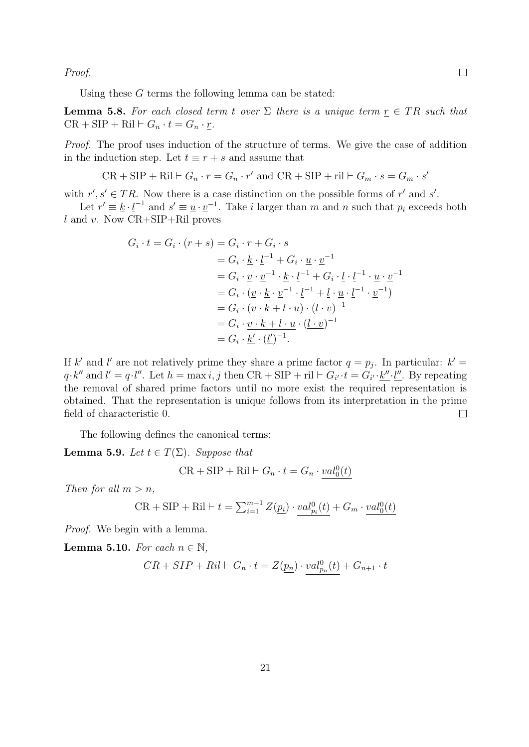*Proof.* □

Using these $G$ terms the following lemma can be stated:

**Lemma 5.8.** *For each closed term $t$ over $\Sigma$ there is a unique term $\underline{r} \in TR$ such that* $\mathrm{CR} + \mathrm{SIP} + \mathrm{Ril} \vdash G_n \cdot t = G_n \cdot \underline{r}$.

*Proof.* The proof uses induction of the structure of terms. We give the case of addition in the induction step. Let $t \equiv r + s$ and assume that

$$\mathrm{CR} + \mathrm{SIP} + \mathrm{Ril} \vdash G_n \cdot r = G_n \cdot r' \text{ and } \mathrm{CR} + \mathrm{SIP} + \mathrm{ril} \vdash G_m \cdot s = G_m \cdot s'$$

with $r', s' \in TR$. Now there is a case distinction on the possible forms of $r'$ and $s'$.

Let $r' \equiv \underline{k} \cdot \underline{l}^{-1}$ and $s' \equiv \underline{u} \cdot \underline{v}^{-1}$. Take $i$ larger than $m$ and $n$ such that $p_i$ exceeds both $l$ and $v$. Now CR+SIP+Ril proves

$$\begin{aligned}
G_i \cdot t = G_i \cdot (r + s) &= G_i \cdot r + G_i \cdot s \\
&= G_i \cdot \underline{k} \cdot \underline{l}^{-1} + G_i \cdot \underline{u} \cdot \underline{v}^{-1} \\
&= G_i \cdot \underline{v} \cdot \underline{v}^{-1} \cdot \underline{k} \cdot \underline{l}^{-1} + G_i \cdot \underline{l} \cdot \underline{l}^{-1} \cdot \underline{u} \cdot \underline{v}^{-1} \\
&= G_i \cdot (\underline{v} \cdot \underline{k} \cdot \underline{v}^{-1} \cdot \underline{l}^{-1} + \underline{l} \cdot \underline{u} \cdot \underline{l}^{-1} \cdot \underline{v}^{-1}) \\
&= G_i \cdot (\underline{v} \cdot \underline{k} + \underline{l} \cdot \underline{u}) \cdot (\underline{l} \cdot \underline{v})^{-1} \\
&= G_i \cdot \underline{v \cdot k + l \cdot u} \cdot (\underline{l \cdot v})^{-1} \\
&= G_i \cdot \underline{k'} \cdot (\underline{l'})^{-1}.
\end{aligned}$$

If $k'$ and $l'$ are not relatively prime they share a prime factor $q = p_j$. In particular: $k' = q \cdot k''$ and $l' = q \cdot l''$. Let $h = \max i, j$ then $\mathrm{CR} + \mathrm{SIP} + \mathrm{ril} \vdash G_{i'} \cdot t = G_{i'} \cdot \underline{k''} \cdot \underline{l''}$. By repeating the removal of shared prime factors until no more exist the required representation is obtained. That the representation is unique follows from its interpretation in the prime field of characteristic 0. □

The following defines the canonical terms:

**Lemma 5.9.** *Let $t \in T(\Sigma)$. Suppose that*

$$\mathrm{CR} + \mathrm{SIP} + \mathrm{Ril} \vdash G_n \cdot t = G_n \cdot \underline{val_0^0(t)}$$

*Then for all $m > n$,*

$$\mathrm{CR} + \mathrm{SIP} + \mathrm{Ril} \vdash t = \textstyle\sum_{i=1}^{m-1} Z(\underline{p_i}) \cdot \underline{val_{p_i}^0(t)} + G_m \cdot \underline{val_0^0(t)}$$

*Proof.* We begin with a lemma.

**Lemma 5.10.** *For each $n \in \mathbb{N}$,*

$$CR + SIP + Ril \vdash G_n \cdot t = Z(\underline{p_n}) \cdot \underline{val_{p_n}^0(t)} + G_{n+1} \cdot t$$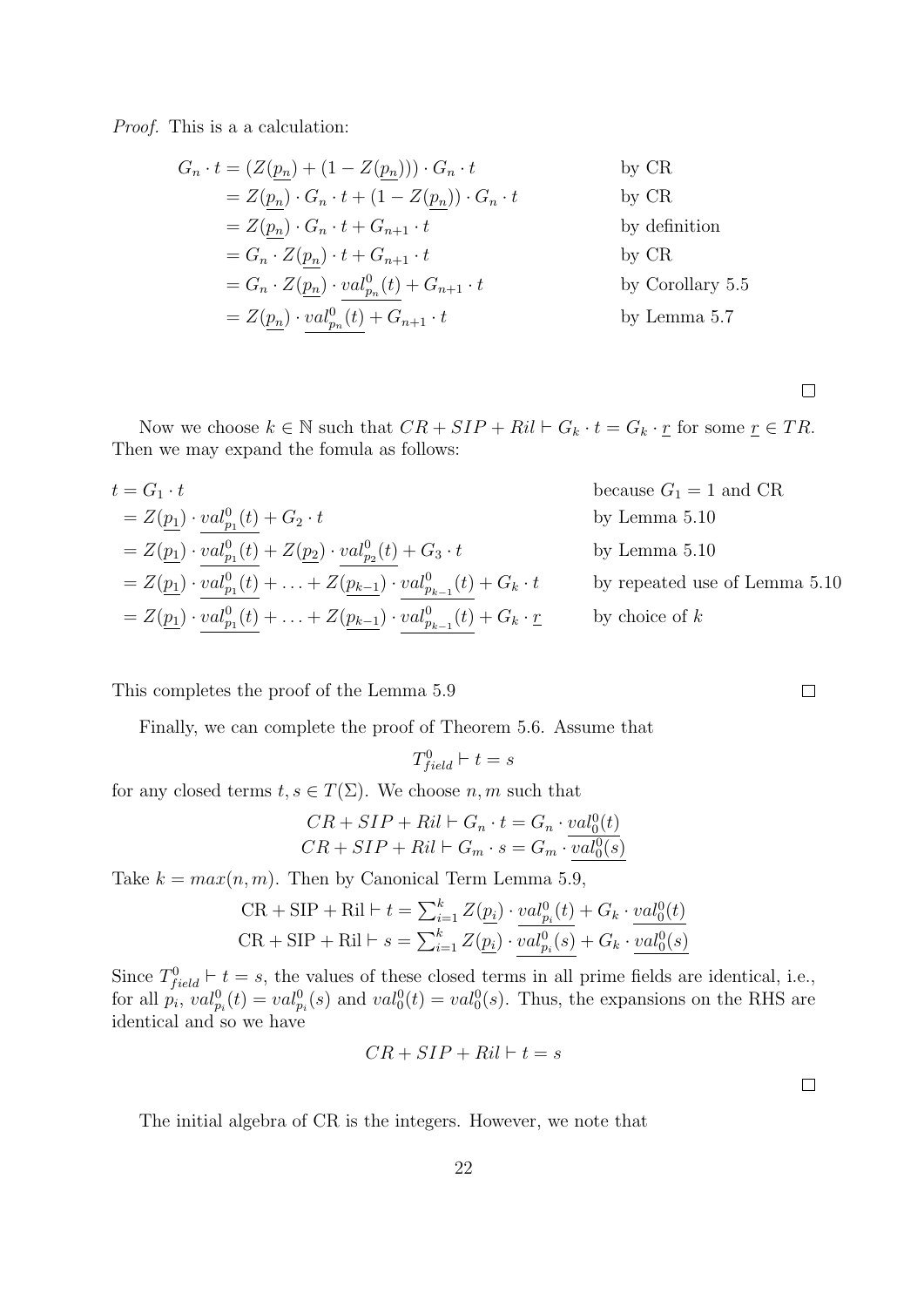*Proof.* This is a a calculation:

$$
\begin{aligned}
G_n \cdot t &= (Z(\underline{p_n}) + (1 - Z(\underline{p_n}))) \cdot G_n \cdot t && \text{by CR} \\
&= Z(\underline{p_n}) \cdot G_n \cdot t + (1 - Z(\underline{p_n})) \cdot G_n \cdot t && \text{by CR} \\
&= Z(\underline{p_n}) \cdot G_n \cdot t + G_{n+1} \cdot t && \text{by definition} \\
&= G_n \cdot Z(\underline{p_n}) \cdot t + G_{n+1} \cdot t && \text{by CR} \\
&= G_n \cdot Z(\underline{p_n}) \cdot \underline{val^0_{p_n}(t)} + G_{n+1} \cdot t && \text{by Corollary 5.5} \\
&= Z(\underline{p_n}) \cdot \underline{val^0_{p_n}(t)} + G_{n+1} \cdot t && \text{by Lemma 5.7}
\end{aligned}
$$

□

Now we choose $k \in \mathbb{N}$ such that $CR + SIP + Ril \vdash G_k \cdot t = G_k \cdot \underline{r}$ for some $\underline{r} \in TR$. Then we may expand the fomula as follows:

$$
\begin{aligned}
t &= G_1 \cdot t && \text{because } G_1 = 1 \text{ and CR} \\
&= Z(\underline{p_1}) \cdot \underline{val^0_{p_1}(t)} + G_2 \cdot t && \text{by Lemma 5.10} \\
&= Z(\underline{p_1}) \cdot \underline{val^0_{p_1}(t)} + Z(\underline{p_2}) \cdot \underline{val^0_{p_2}(t)} + G_3 \cdot t && \text{by Lemma 5.10} \\
&= Z(\underline{p_1}) \cdot \underline{val^0_{p_1}(t)} + \ldots + Z(\underline{p_{k-1}}) \cdot \underline{val^0_{p_{k-1}}(t)} + G_k \cdot t && \text{by repeated use of Lemma 5.10} \\
&= Z(\underline{p_1}) \cdot \underline{val^0_{p_1}(t)} + \ldots + Z(\underline{p_{k-1}}) \cdot \underline{val^0_{p_{k-1}}(t)} + G_k \cdot \underline{r} && \text{by choice of } k
\end{aligned}
$$

This completes the proof of the Lemma 5.9 □

Finally, we can complete the proof of Theorem 5.6. Assume that

$$T^0_{field} \vdash t = s$$

for any closed terms $t, s \in T(\Sigma)$. We choose $n, m$ such that

$$CR + SIP + Ril \vdash G_n \cdot t = G_n \cdot \underline{val^0_0(t)}$$
$$CR + SIP + Ril \vdash G_m \cdot s = G_m \cdot \underline{val^0_0(s)}$$

Take $k = max(n, m)$. Then by Canonical Term Lemma 5.9,

$$\text{CR} + \text{SIP} + \text{Ril} \vdash t = \sum_{i=1}^{k} Z(\underline{p_i}) \cdot \underline{val^0_{p_i}(t)} + G_k \cdot \underline{val^0_0(t)}$$
$$\text{CR} + \text{SIP} + \text{Ril} \vdash s = \sum_{i=1}^{k} Z(\underline{p_i}) \cdot \underline{val^0_{p_i}(s)} + G_k \cdot \underline{val^0_0(s)}$$

Since $T^0_{field} \vdash t = s$, the values of these closed terms in all prime fields are identical, i.e., for all $p_i$, $val^0_{p_i}(t) = val^0_{p_i}(s)$ and $val^0_0(t) = val^0_0(s)$. Thus, the expansions on the RHS are identical and so we have

$$CR + SIP + Ril \vdash t = s$$

□

The initial algebra of CR is the integers. However, we note that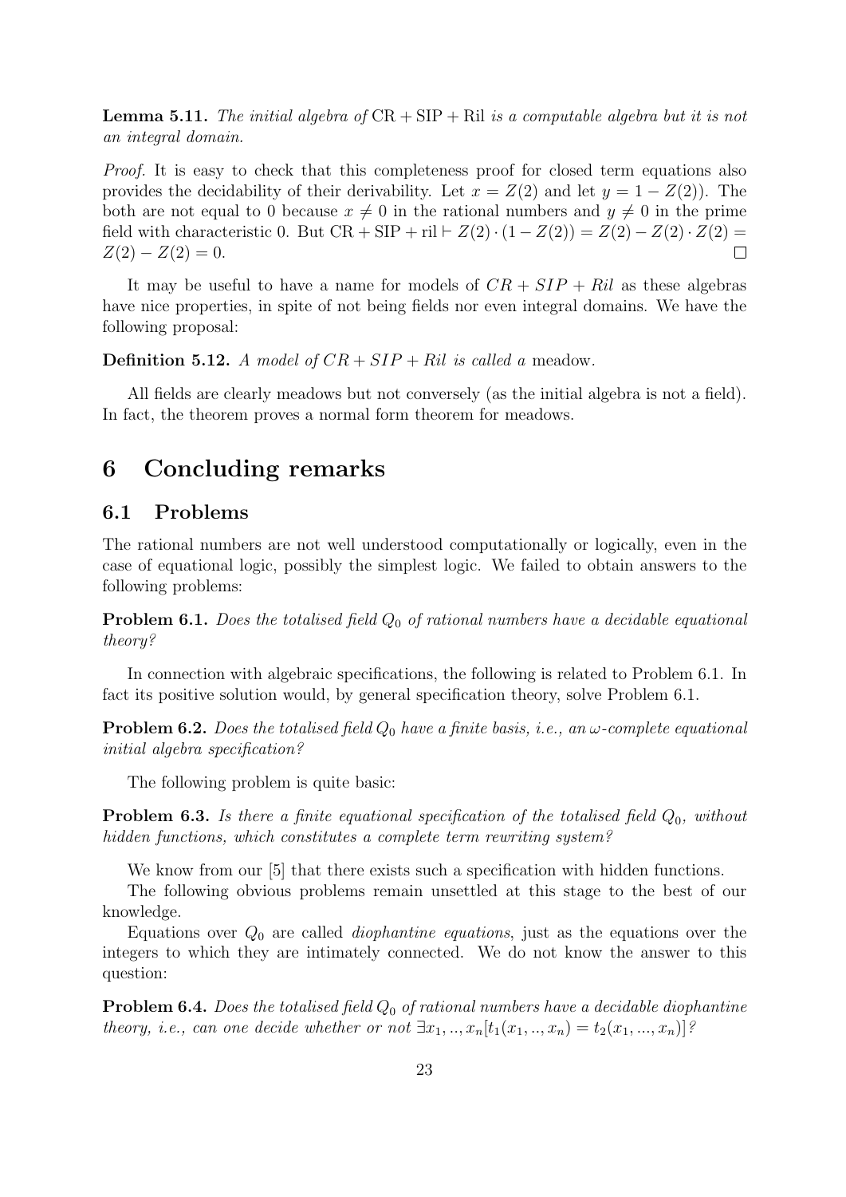**Lemma 5.11.** *The initial algebra of* CR + SIP + Ril *is a computable algebra but it is not an integral domain.*

*Proof.* It is easy to check that this completeness proof for closed term equations also provides the decidability of their derivability. Let $x = Z(2)$ and let $y = 1 - Z(2))$. The both are not equal to 0 because $x \neq 0$ in the rational numbers and $y \neq 0$ in the prime field with characteristic 0. But $\mathrm{CR} + \mathrm{SIP} + \mathrm{ril} \vdash Z(2) \cdot (1 - Z(2)) = Z(2) - Z(2) \cdot Z(2) = Z(2) - Z(2) = 0$. □

It may be useful to have a name for models of $CR + SIP + Ril$ as these algebras have nice properties, in spite of not being fields nor even integral domains. We have the following proposal:

**Definition 5.12.** *A model of $CR + SIP + Ril$ is called a* meadow.

All fields are clearly meadows but not conversely (as the initial algebra is not a field). In fact, the theorem proves a normal form theorem for meadows.

# 6 Concluding remarks

## 6.1 Problems

The rational numbers are not well understood computationally or logically, even in the case of equational logic, possibly the simplest logic. We failed to obtain answers to the following problems:

**Problem 6.1.** *Does the totalised field $Q_0$ of rational numbers have a decidable equational theory?*

In connection with algebraic specifications, the following is related to Problem 6.1. In fact its positive solution would, by general specification theory, solve Problem 6.1.

**Problem 6.2.** *Does the totalised field $Q_0$ have a finite basis, i.e., an $\omega$-complete equational initial algebra specification?*

The following problem is quite basic:

**Problem 6.3.** *Is there a finite equational specification of the totalised field $Q_0$, without hidden functions, which constitutes a complete term rewriting system?*

We know from our [5] that there exists such a specification with hidden functions.

The following obvious problems remain unsettled at this stage to the best of our knowledge.

Equations over $Q_0$ are called *diophantine equations*, just as the equations over the integers to which they are intimately connected. We do not know the answer to this question:

**Problem 6.4.** *Does the totalised field $Q_0$ of rational numbers have a decidable diophantine theory, i.e., can one decide whether or not $\exists x_1, .., x_n[t_1(x_1, .., x_n) = t_2(x_1, ..., x_n)]$?*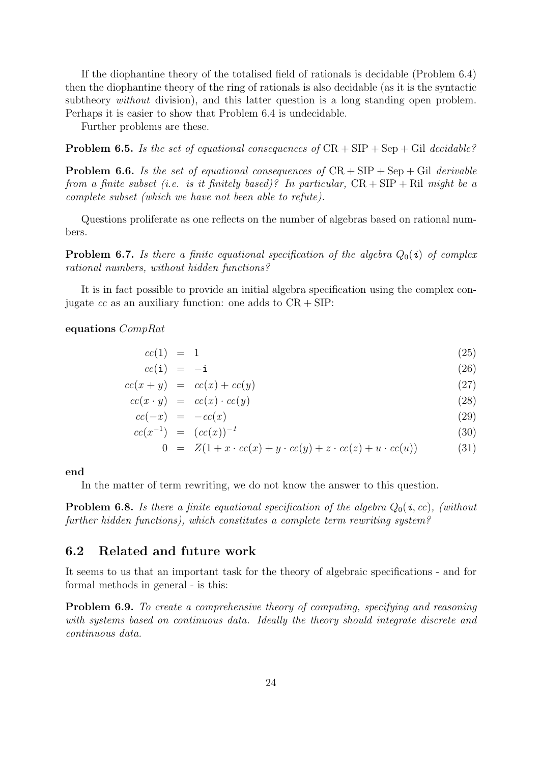If the diophantine theory of the totalised field of rationals is decidable (Problem 6.4) then the diophantine theory of the ring of rationals is also decidable (as it is the syntactic subtheory *without* division), and this latter question is a long standing open problem. Perhaps it is easier to show that Problem 6.4 is undecidable.

Further problems are these.

**Problem 6.5.** *Is the set of equational consequences of* $\mathrm{CR} + \mathrm{SIP} + \mathrm{Sep} + \mathrm{Gil}$ *decidable?*

**Problem 6.6.** *Is the set of equational consequences of* $\mathrm{CR} + \mathrm{SIP} + \mathrm{Sep} + \mathrm{Gil}$ *derivable from a finite subset (i.e. is it finitely based)? In particular,* $\mathrm{CR} + \mathrm{SIP} + \mathrm{Ril}$ *might be a complete subset (which we have not been able to refute).*

Questions proliferate as one reflects on the number of algebras based on rational numbers.

**Problem 6.7.** *Is there a finite equational specification of the algebra* $Q_0(\boldsymbol{i})$ *of complex rational numbers, without hidden functions?*

It is in fact possible to provide an initial algebra specification using the complex conjugate $cc$ as an auxiliary function: one adds to $\mathrm{CR} + \mathrm{SIP}$:

**equations** *CompRat*

$$
\begin{aligned}
cc(1) &= 1 && (25)\\
cc(\mathtt{i}) &= -\mathtt{i} && (26)\\
cc(x+y) &= cc(x) + cc(y) && (27)\\
cc(x \cdot y) &= cc(x) \cdot cc(y) && (28)\\
cc(-x) &= -cc(x) && (29)\\
cc(x^{-1}) &= (cc(x))^{-1} && (30)\\
0 &= Z(1 + x \cdot cc(x) + y \cdot cc(y) + z \cdot cc(z) + u \cdot cc(u)) && (31)
\end{aligned}
$$

**end**

In the matter of term rewriting, we do not know the answer to this question.

**Problem 6.8.** *Is there a finite equational specification of the algebra* $Q_0(\boldsymbol{i}, cc)$*, (without further hidden functions), which constitutes a complete term rewriting system?*

## 6.2 Related and future work

It seems to us that an important task for the theory of algebraic specifications - and for formal methods in general - is this:

**Problem 6.9.** *To create a comprehensive theory of computing, specifying and reasoning with systems based on continuous data. Ideally the theory should integrate discrete and continuous data.*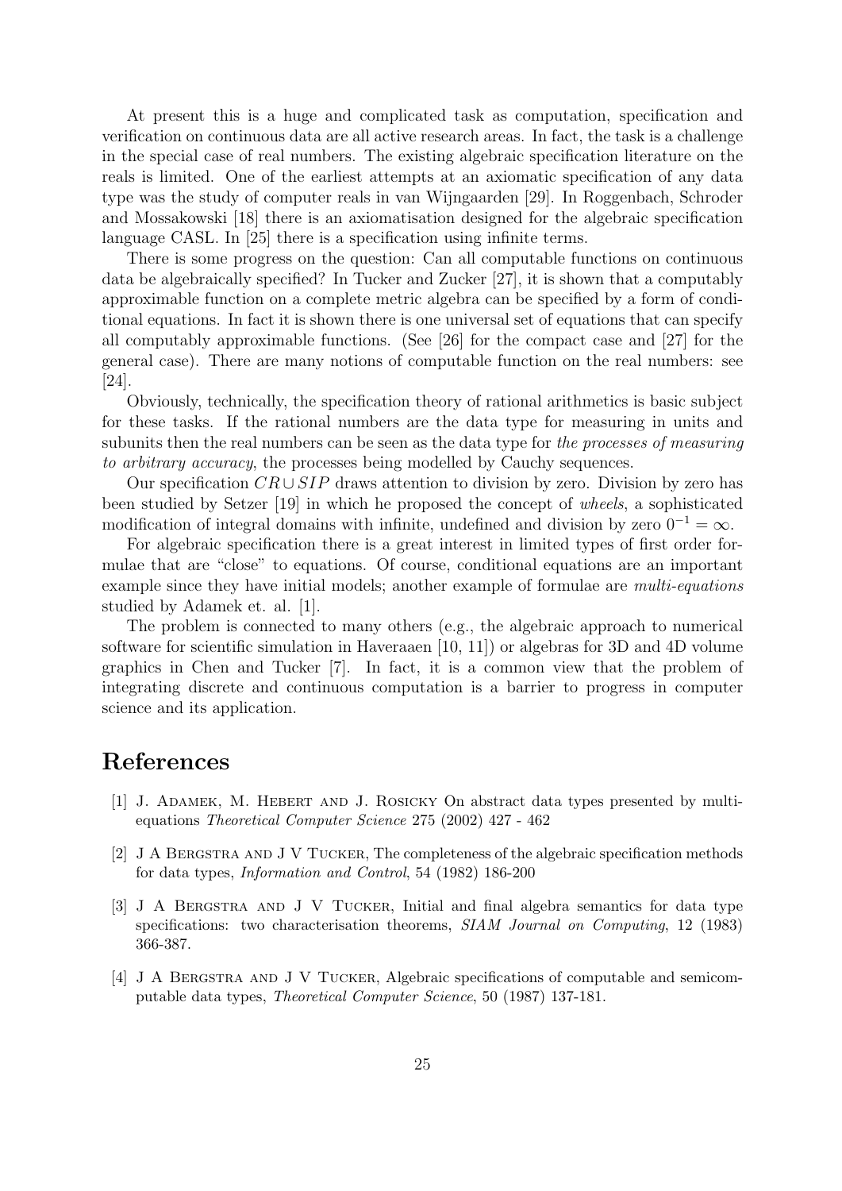At present this is a huge and complicated task as computation, specification and verification on continuous data are all active research areas. In fact, the task is a challenge in the special case of real numbers. The existing algebraic specification literature on the reals is limited. One of the earliest attempts at an axiomatic specification of any data type was the study of computer reals in van Wijngaarden [29]. In Roggenbach, Schroder and Mossakowski [18] there is an axiomatisation designed for the algebraic specification language CASL. In [25] there is a specification using infinite terms.

There is some progress on the question: Can all computable functions on continuous data be algebraically specified? In Tucker and Zucker [27], it is shown that a computably approximable function on a complete metric algebra can be specified by a form of conditional equations. In fact it is shown there is one universal set of equations that can specify all computably approximable functions. (See [26] for the compact case and [27] for the general case). There are many notions of computable function on the real numbers: see [24].

Obviously, technically, the specification theory of rational arithmetics is basic subject for these tasks. If the rational numbers are the data type for measuring in units and subunits then the real numbers can be seen as the data type for *the processes of measuring to arbitrary accuracy*, the processes being modelled by Cauchy sequences.

Our specification $CR \cup SIP$ draws attention to division by zero. Division by zero has been studied by Setzer [19] in which he proposed the concept of *wheels*, a sophisticated modification of integral domains with infinite, undefined and division by zero $0^{-1} = \infty$.

For algebraic specification there is a great interest in limited types of first order formulae that are "close" to equations. Of course, conditional equations are an important example since they have initial models; another example of formulae are *multi-equations* studied by Adamek et. al. [1].

The problem is connected to many others (e.g., the algebraic approach to numerical software for scientific simulation in Haveraaen [10, 11]) or algebras for 3D and 4D volume graphics in Chen and Tucker [7]. In fact, it is a common view that the problem of integrating discrete and continuous computation is a barrier to progress in computer science and its application.

# References

[1] J. Adamek, M. Hebert and J. Rosicky On abstract data types presented by multi-equations *Theoretical Computer Science* 275 (2002) 427 - 462

[2] J A Bergstra and J V Tucker, The completeness of the algebraic specification methods for data types, *Information and Control*, 54 (1982) 186-200

[3] J A Bergstra and J V Tucker, Initial and final algebra semantics for data type specifications: two characterisation theorems, *SIAM Journal on Computing*, 12 (1983) 366-387.

[4] J A Bergstra and J V Tucker, Algebraic specifications of computable and semicomputable data types, *Theoretical Computer Science*, 50 (1987) 137-181.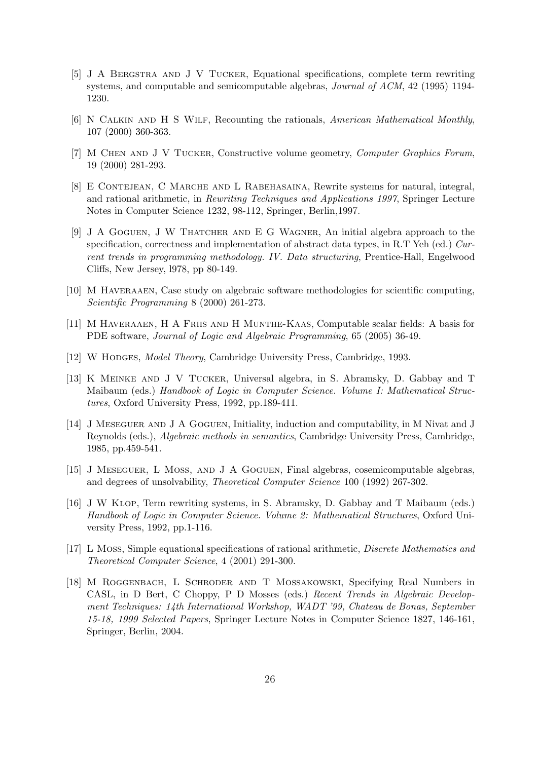[5] J A Bergstra and J V Tucker, Equational specifications, complete term rewriting systems, and computable and semicomputable algebras, *Journal of ACM*, 42 (1995) 1194-1230.

[6] N Calkin and H S Wilf, Recounting the rationals, *American Mathematical Monthly*, 107 (2000) 360-363.

[7] M Chen and J V Tucker, Constructive volume geometry, *Computer Graphics Forum*, 19 (2000) 281-293.

[8] E Contejean, C Marche and L Rabehasaina, Rewrite systems for natural, integral, and rational arithmetic, in *Rewriting Techniques and Applications 1997*, Springer Lecture Notes in Computer Science 1232, 98-112, Springer, Berlin,1997.

[9] J A Goguen, J W Thatcher and E G Wagner, An initial algebra approach to the specification, correctness and implementation of abstract data types, in R.T Yeh (ed.) *Current trends in programming methodology. IV. Data structuring*, Prentice-Hall, Engelwood Cliffs, New Jersey, l978, pp 80-149.

[10] M Haveraaen, Case study on algebraic software methodologies for scientific computing, *Scientific Programming* 8 (2000) 261-273.

[11] M Haveraaen, H A Friis and H Munthe-Kaas, Computable scalar fields: A basis for PDE software, *Journal of Logic and Algebraic Programming*, 65 (2005) 36-49.

[12] W Hodges, *Model Theory*, Cambridge University Press, Cambridge, 1993.

[13] K Meinke and J V Tucker, Universal algebra, in S. Abramsky, D. Gabbay and T Maibaum (eds.) *Handbook of Logic in Computer Science. Volume I: Mathematical Structures*, Oxford University Press, 1992, pp.189-411.

[14] J Meseguer and J A Goguen, Initiality, induction and computability, in M Nivat and J Reynolds (eds.), *Algebraic methods in semantics*, Cambridge University Press, Cambridge, 1985, pp.459-541.

[15] J Meseguer, L Moss, and J A Goguen, Final algebras, cosemicomputable algebras, and degrees of unsolvability, *Theoretical Computer Science* 100 (1992) 267-302.

[16] J W Klop, Term rewriting systems, in S. Abramsky, D. Gabbay and T Maibaum (eds.) *Handbook of Logic in Computer Science. Volume 2: Mathematical Structures*, Oxford University Press, 1992, pp.1-116.

[17] L Moss, Simple equational specifications of rational arithmetic, *Discrete Mathematics and Theoretical Computer Science*, 4 (2001) 291-300.

[18] M Roggenbach, L Schroder and T Mossakowski, Specifying Real Numbers in CASL, in D Bert, C Choppy, P D Mosses (eds.) *Recent Trends in Algebraic Development Techniques: 14th International Workshop, WADT '99, Chateau de Bonas, September 15-18, 1999 Selected Papers*, Springer Lecture Notes in Computer Science 1827, 146-161, Springer, Berlin, 2004.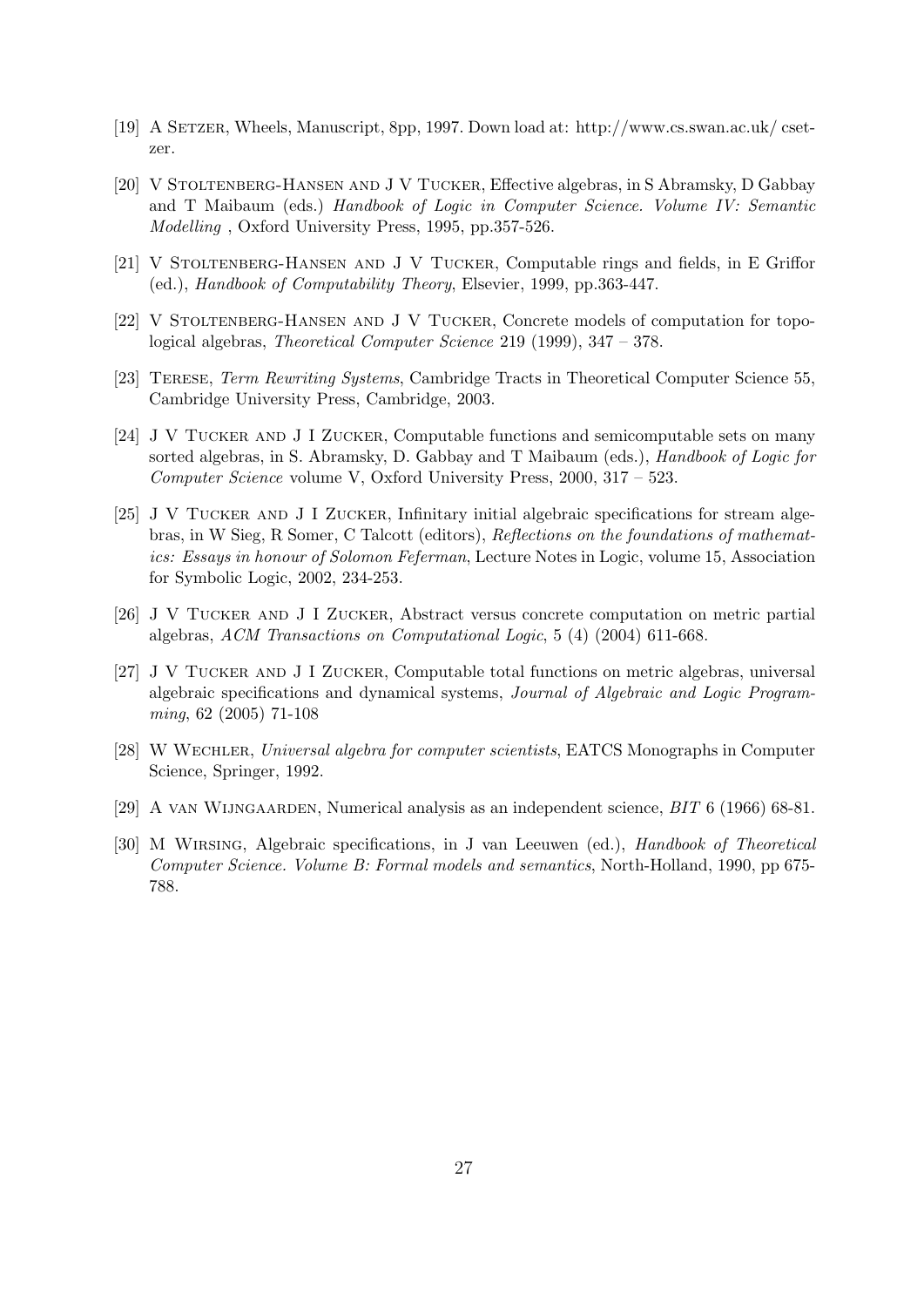[19] A Setzer, Wheels, Manuscript, 8pp, 1997. Down load at: http://www.cs.swan.ac.uk/ csetzer.

[20] V Stoltenberg-Hansen and J V Tucker, Effective algebras, in S Abramsky, D Gabbay and T Maibaum (eds.) *Handbook of Logic in Computer Science. Volume IV: Semantic Modelling* , Oxford University Press, 1995, pp.357-526.

[21] V Stoltenberg-Hansen and J V Tucker, Computable rings and fields, in E Griffor (ed.), *Handbook of Computability Theory*, Elsevier, 1999, pp.363-447.

[22] V Stoltenberg-Hansen and J V Tucker, Concrete models of computation for topological algebras, *Theoretical Computer Science* 219 (1999), 347 – 378.

[23] Terese, *Term Rewriting Systems*, Cambridge Tracts in Theoretical Computer Science 55, Cambridge University Press, Cambridge, 2003.

[24] J V Tucker and J I Zucker, Computable functions and semicomputable sets on many sorted algebras, in S. Abramsky, D. Gabbay and T Maibaum (eds.), *Handbook of Logic for Computer Science* volume V, Oxford University Press, 2000, 317 – 523.

[25] J V Tucker and J I Zucker, Infinitary initial algebraic specifications for stream algebras, in W Sieg, R Somer, C Talcott (editors), *Reflections on the foundations of mathematics: Essays in honour of Solomon Feferman*, Lecture Notes in Logic, volume 15, Association for Symbolic Logic, 2002, 234-253.

[26] J V Tucker and J I Zucker, Abstract versus concrete computation on metric partial algebras, *ACM Transactions on Computational Logic*, 5 (4) (2004) 611-668.

[27] J V Tucker and J I Zucker, Computable total functions on metric algebras, universal algebraic specifications and dynamical systems, *Journal of Algebraic and Logic Programming*, 62 (2005) 71-108

[28] W Wechler, *Universal algebra for computer scientists*, EATCS Monographs in Computer Science, Springer, 1992.

[29] A van Wijngaarden, Numerical analysis as an independent science, *BIT* 6 (1966) 68-81.

[30] M Wirsing, Algebraic specifications, in J van Leeuwen (ed.), *Handbook of Theoretical Computer Science. Volume B: Formal models and semantics*, North-Holland, 1990, pp 675-788.